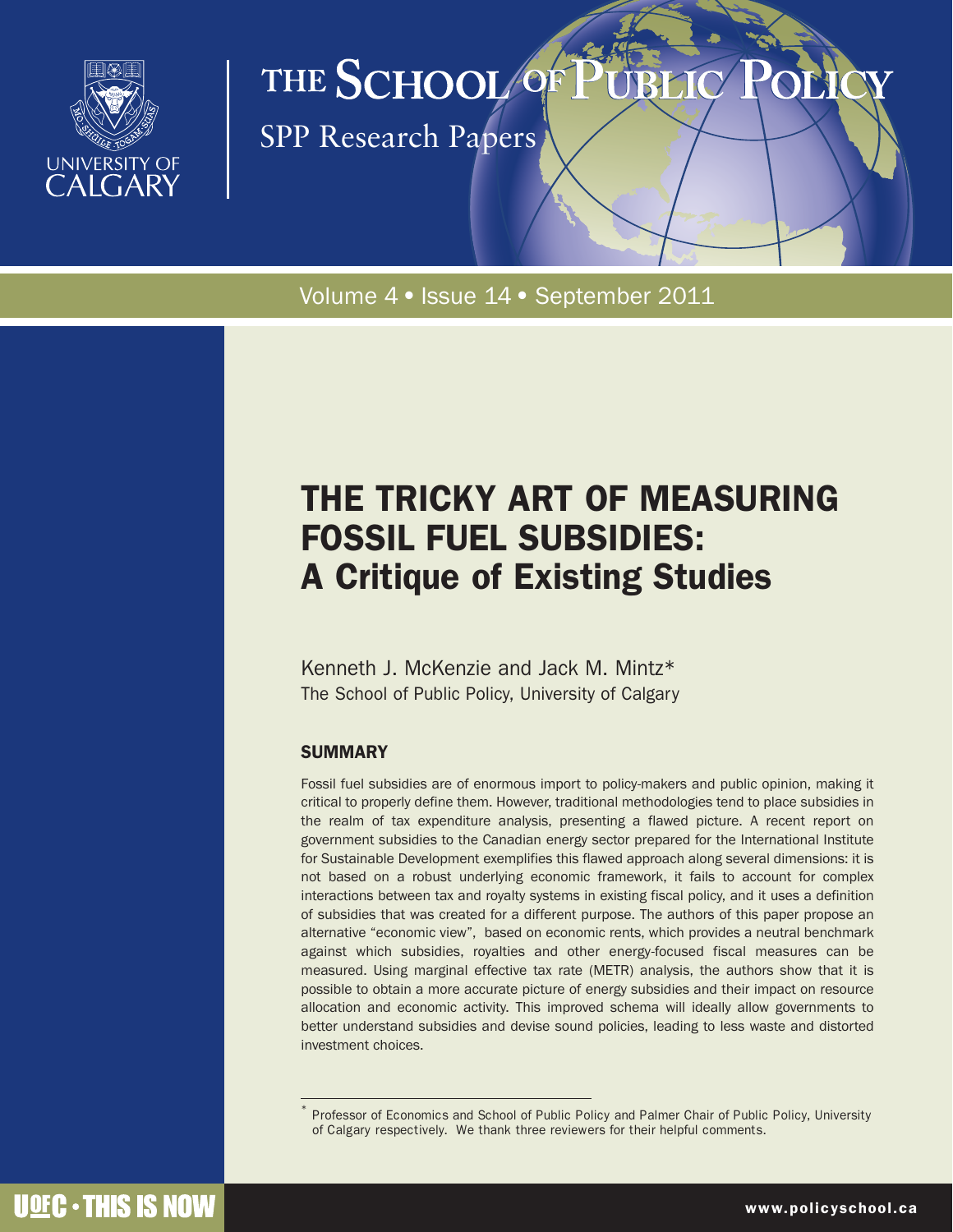# THE SCHOOL OF PUBLIC POLICY

SPP Research Papers

Volume 4 • Issue 14 • September 2011

## THE TRICKY ART OF MEASURING FOSSIL FUEL SUBSIDIES: A Critique of Existing Studies

Kenneth J. McKenzie and Jack M. Mintz*
The School of Public Policy, University of Calgary

### SUMMARY

Fossil fuel subsidies are of enormous import to policy-makers and public opinion, making it critical to properly define them. However, traditional methodologies tend to place subsidies in the realm of tax expenditure analysis, presenting a flawed picture. A recent report on government subsidies to the Canadian energy sector prepared for the International Institute for Sustainable Development exemplifies this flawed approach along several dimensions: it is not based on a robust underlying economic framework, it fails to account for complex interactions between tax and royalty systems in existing fiscal policy, and it uses a definition of subsidies that was created for a different purpose. The authors of this paper propose an alternative "economic view", based on economic rents, which provides a neutral benchmark against which subsidies, royalties and other energy-focused fiscal measures can be measured. Using marginal effective tax rate (METR) analysis, the authors show that it is possible to obtain a more accurate picture of energy subsidies and their impact on resource allocation and economic activity. This improved schema will ideally allow governments to better understand subsidies and devise sound policies, leading to less waste and distorted investment choices.

* Professor of Economics and School of Public Policy and Palmer Chair of Public Policy, University of Calgary respectively. We thank three reviewers for their helpful comments.

UofC • THIS IS NOW

www.policyschool.ca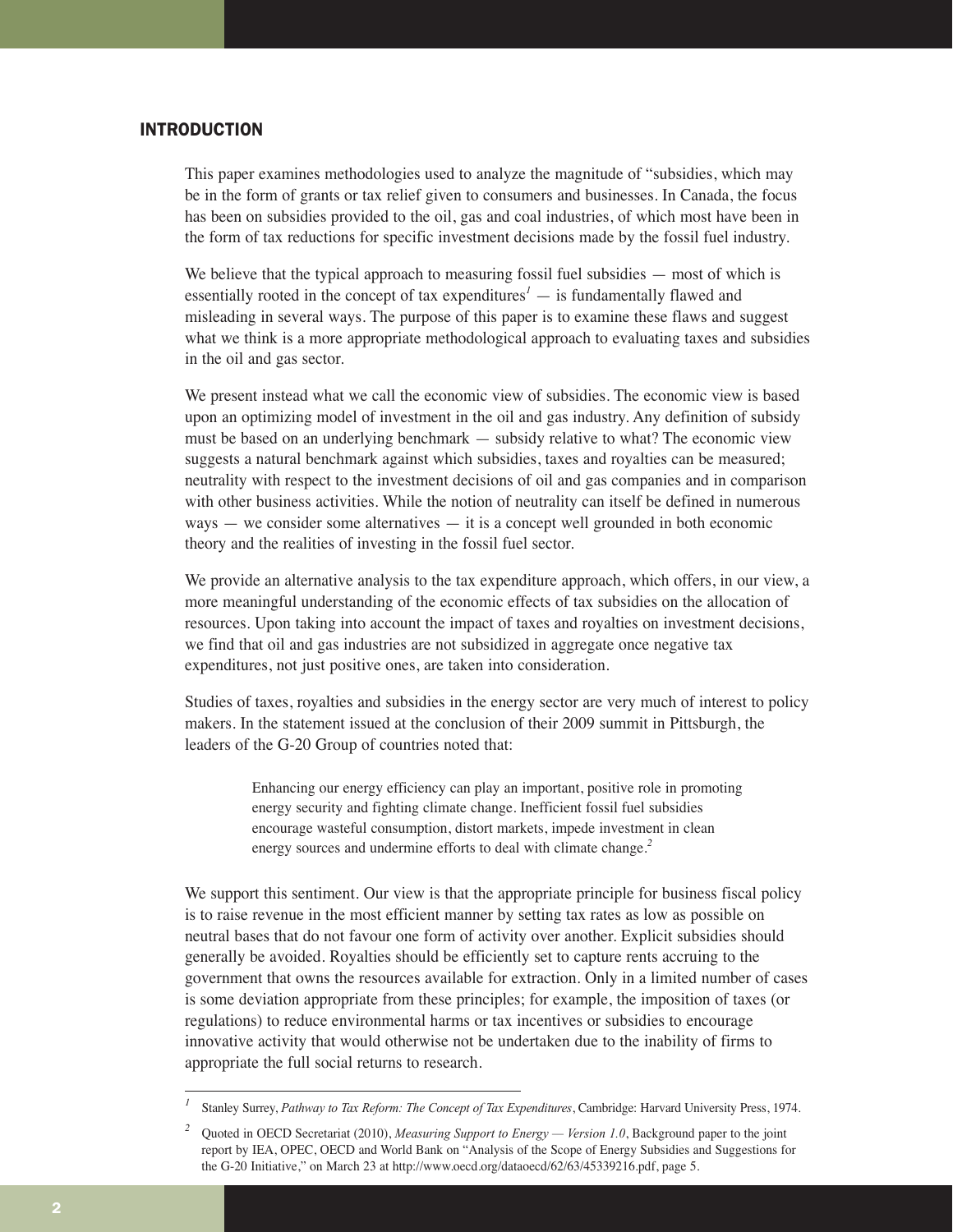## INTRODUCTION

This paper examines methodologies used to analyze the magnitude of "subsidies, which may be in the form of grants or tax relief given to consumers and businesses. In Canada, the focus has been on subsidies provided to the oil, gas and coal industries, of which most have been in the form of tax reductions for specific investment decisions made by the fossil fuel industry.

We believe that the typical approach to measuring fossil fuel subsidies — most of which is essentially rooted in the concept of tax expenditures[1] — is fundamentally flawed and misleading in several ways. The purpose of this paper is to examine these flaws and suggest what we think is a more appropriate methodological approach to evaluating taxes and subsidies in the oil and gas sector.

We present instead what we call the economic view of subsidies. The economic view is based upon an optimizing model of investment in the oil and gas industry. Any definition of subsidy must be based on an underlying benchmark — subsidy relative to what? The economic view suggests a natural benchmark against which subsidies, taxes and royalties can be measured; neutrality with respect to the investment decisions of oil and gas companies and in comparison with other business activities. While the notion of neutrality can itself be defined in numerous ways — we consider some alternatives — it is a concept well grounded in both economic theory and the realities of investing in the fossil fuel sector.

We provide an alternative analysis to the tax expenditure approach, which offers, in our view, a more meaningful understanding of the economic effects of tax subsidies on the allocation of resources. Upon taking into account the impact of taxes and royalties on investment decisions, we find that oil and gas industries are not subsidized in aggregate once negative tax expenditures, not just positive ones, are taken into consideration.

Studies of taxes, royalties and subsidies in the energy sector are very much of interest to policy makers. In the statement issued at the conclusion of their 2009 summit in Pittsburgh, the leaders of the G-20 Group of countries noted that:

> Enhancing our energy efficiency can play an important, positive role in promoting energy security and fighting climate change. Inefficient fossil fuel subsidies encourage wasteful consumption, distort markets, impede investment in clean energy sources and undermine efforts to deal with climate change.[2]

We support this sentiment. Our view is that the appropriate principle for business fiscal policy is to raise revenue in the most efficient manner by setting tax rates as low as possible on neutral bases that do not favour one form of activity over another. Explicit subsidies should generally be avoided. Royalties should be efficiently set to capture rents accruing to the government that owns the resources available for extraction. Only in a limited number of cases is some deviation appropriate from these principles; for example, the imposition of taxes (or regulations) to reduce environmental harms or tax incentives or subsidies to encourage innovative activity that would otherwise not be undertaken due to the inability of firms to appropriate the full social returns to research.

---

[1] Stanley Surrey, *Pathway to Tax Reform: The Concept of Tax Expenditures*, Cambridge: Harvard University Press, 1974.

[2] Quoted in OECD Secretariat (2010), *Measuring Support to Energy — Version 1.0*, Background paper to the joint report by IEA, OPEC, OECD and World Bank on "Analysis of the Scope of Energy Subsidies and Suggestions for the G-20 Initiative," on March 23 at http://www.oecd.org/dataoecd/62/63/45339216.pdf, page 5.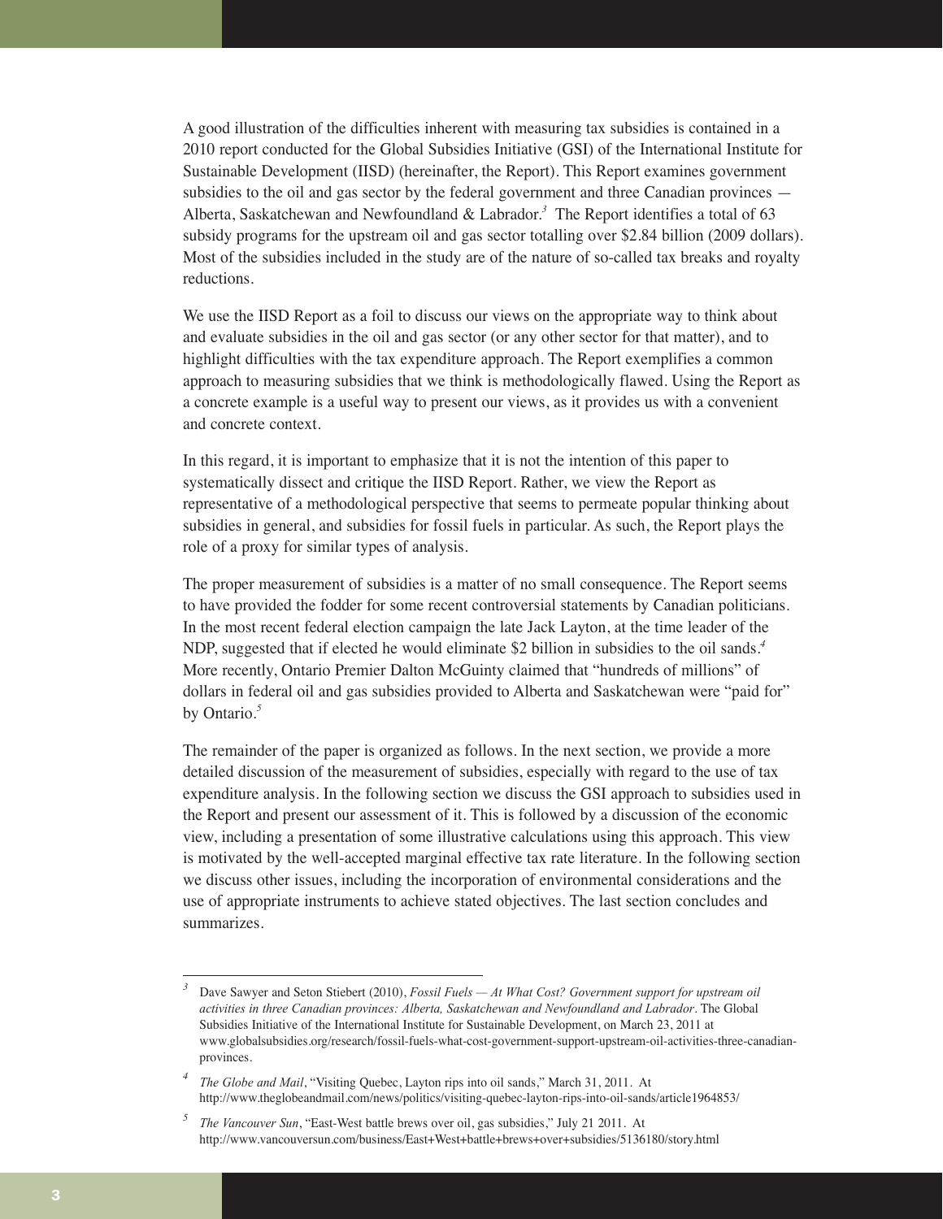A good illustration of the difficulties inherent with measuring tax subsidies is contained in a 2010 report conducted for the Global Subsidies Initiative (GSI) of the International Institute for Sustainable Development (IISD) (hereinafter, the Report). This Report examines government subsidies to the oil and gas sector by the federal government and three Canadian provinces — Alberta, Saskatchewan and Newfoundland & Labrador.[3] The Report identifies a total of 63 subsidy programs for the upstream oil and gas sector totalling over $2.84 billion (2009 dollars). Most of the subsidies included in the study are of the nature of so-called tax breaks and royalty reductions.

We use the IISD Report as a foil to discuss our views on the appropriate way to think about and evaluate subsidies in the oil and gas sector (or any other sector for that matter), and to highlight difficulties with the tax expenditure approach. The Report exemplifies a common approach to measuring subsidies that we think is methodologically flawed. Using the Report as a concrete example is a useful way to present our views, as it provides us with a convenient and concrete context.

In this regard, it is important to emphasize that it is not the intention of this paper to systematically dissect and critique the IISD Report. Rather, we view the Report as representative of a methodological perspective that seems to permeate popular thinking about subsidies in general, and subsidies for fossil fuels in particular. As such, the Report plays the role of a proxy for similar types of analysis.

The proper measurement of subsidies is a matter of no small consequence. The Report seems to have provided the fodder for some recent controversial statements by Canadian politicians. In the most recent federal election campaign the late Jack Layton, at the time leader of the NDP, suggested that if elected he would eliminate $2 billion in subsidies to the oil sands.[4] More recently, Ontario Premier Dalton McGuinty claimed that "hundreds of millions" of dollars in federal oil and gas subsidies provided to Alberta and Saskatchewan were "paid for" by Ontario.[5]

The remainder of the paper is organized as follows. In the next section, we provide a more detailed discussion of the measurement of subsidies, especially with regard to the use of tax expenditure analysis. In the following section we discuss the GSI approach to subsidies used in the Report and present our assessment of it. This is followed by a discussion of the economic view, including a presentation of some illustrative calculations using this approach. This view is motivated by the well-accepted marginal effective tax rate literature. In the following section we discuss other issues, including the incorporation of environmental considerations and the use of appropriate instruments to achieve stated objectives. The last section concludes and summarizes.

---

[3] Dave Sawyer and Seton Stiebert (2010), *Fossil Fuels — At What Cost? Government support for upstream oil activities in three Canadian provinces: Alberta, Saskatchewan and Newfoundland and Labrador*. The Global Subsidies Initiative of the International Institute for Sustainable Development, on March 23, 2011 at www.globalsubsidies.org/research/fossil-fuels-what-cost-government-support-upstream-oil-activities-three-canadian-provinces.

[4] *The Globe and Mail*, "Visiting Quebec, Layton rips into oil sands," March 31, 2011. At http://www.theglobeandmail.com/news/politics/visiting-quebec-layton-rips-into-oil-sands/article1964853/

[5] *The Vancouver Sun*, "East-West battle brews over oil, gas subsidies," July 21 2011. At http://www.vancouversun.com/business/East+West+battle+brews+over+subsidies/5136180/story.html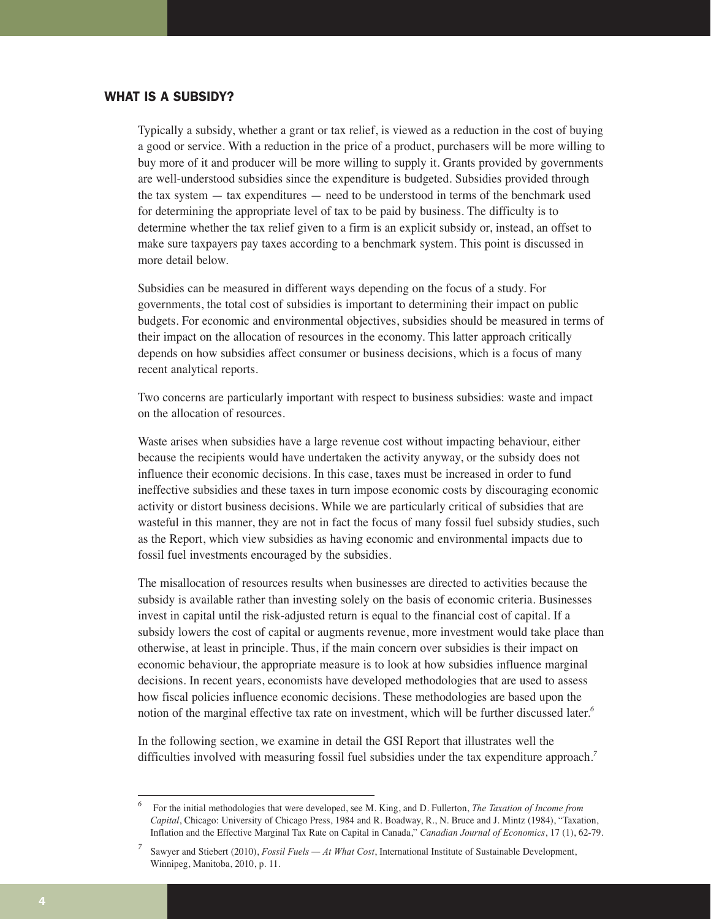## WHAT IS A SUBSIDY?

Typically a subsidy, whether a grant or tax relief, is viewed as a reduction in the cost of buying a good or service. With a reduction in the price of a product, purchasers will be more willing to buy more of it and producer will be more willing to supply it. Grants provided by governments are well-understood subsidies since the expenditure is budgeted. Subsidies provided through the tax system — tax expenditures — need to be understood in terms of the benchmark used for determining the appropriate level of tax to be paid by business. The difficulty is to determine whether the tax relief given to a firm is an explicit subsidy or, instead, an offset to make sure taxpayers pay taxes according to a benchmark system. This point is discussed in more detail below.

Subsidies can be measured in different ways depending on the focus of a study. For governments, the total cost of subsidies is important to determining their impact on public budgets. For economic and environmental objectives, subsidies should be measured in terms of their impact on the allocation of resources in the economy. This latter approach critically depends on how subsidies affect consumer or business decisions, which is a focus of many recent analytical reports.

Two concerns are particularly important with respect to business subsidies: waste and impact on the allocation of resources.

Waste arises when subsidies have a large revenue cost without impacting behaviour, either because the recipients would have undertaken the activity anyway, or the subsidy does not influence their economic decisions. In this case, taxes must be increased in order to fund ineffective subsidies and these taxes in turn impose economic costs by discouraging economic activity or distort business decisions. While we are particularly critical of subsidies that are wasteful in this manner, they are not in fact the focus of many fossil fuel subsidy studies, such as the Report, which view subsidies as having economic and environmental impacts due to fossil fuel investments encouraged by the subsidies.

The misallocation of resources results when businesses are directed to activities because the subsidy is available rather than investing solely on the basis of economic criteria. Businesses invest in capital until the risk-adjusted return is equal to the financial cost of capital. If a subsidy lowers the cost of capital or augments revenue, more investment would take place than otherwise, at least in principle. Thus, if the main concern over subsidies is their impact on economic behaviour, the appropriate measure is to look at how subsidies influence marginal decisions. In recent years, economists have developed methodologies that are used to assess how fiscal policies influence economic decisions. These methodologies are based upon the notion of the marginal effective tax rate on investment, which will be further discussed later.[6]

In the following section, we examine in detail the GSI Report that illustrates well the difficulties involved with measuring fossil fuel subsidies under the tax expenditure approach.[7]

---

[6] For the initial methodologies that were developed, see M. King, and D. Fullerton, *The Taxation of Income from Capital*, Chicago: University of Chicago Press, 1984 and R. Boadway, R., N. Bruce and J. Mintz (1984), "Taxation, Inflation and the Effective Marginal Tax Rate on Capital in Canada," *Canadian Journal of Economics*, 17 (1), 62-79.

[7] Sawyer and Stiebert (2010), *Fossil Fuels — At What Cost*, International Institute of Sustainable Development, Winnipeg, Manitoba, 2010, p. 11.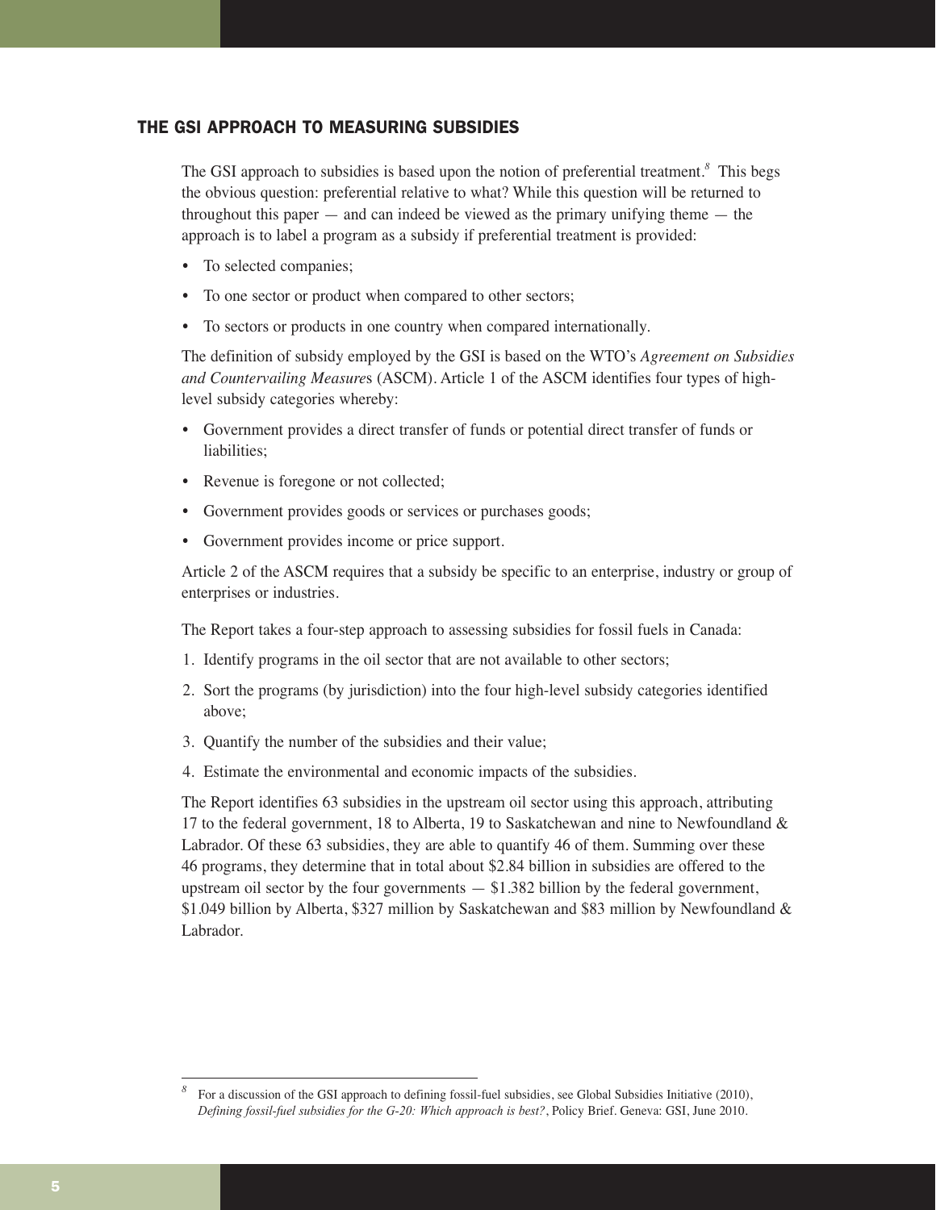## THE GSI APPROACH TO MEASURING SUBSIDIES

The GSI approach to subsidies is based upon the notion of preferential treatment.[8] This begs the obvious question: preferential relative to what? While this question will be returned to throughout this paper — and can indeed be viewed as the primary unifying theme — the approach is to label a program as a subsidy if preferential treatment is provided:

- To selected companies;
- To one sector or product when compared to other sectors;
- To sectors or products in one country when compared internationally.

The definition of subsidy employed by the GSI is based on the WTO's *Agreement on Subsidies and Countervailing Measures* (ASCM). Article 1 of the ASCM identifies four types of high-level subsidy categories whereby:

- Government provides a direct transfer of funds or potential direct transfer of funds or liabilities;
- Revenue is foregone or not collected;
- Government provides goods or services or purchases goods;
- Government provides income or price support.

Article 2 of the ASCM requires that a subsidy be specific to an enterprise, industry or group of enterprises or industries.

The Report takes a four-step approach to assessing subsidies for fossil fuels in Canada:

1. Identify programs in the oil sector that are not available to other sectors;
2. Sort the programs (by jurisdiction) into the four high-level subsidy categories identified above;
3. Quantify the number of the subsidies and their value;
4. Estimate the environmental and economic impacts of the subsidies.

The Report identifies 63 subsidies in the upstream oil sector using this approach, attributing 17 to the federal government, 18 to Alberta, 19 to Saskatchewan and nine to Newfoundland & Labrador. Of these 63 subsidies, they are able to quantify 46 of them. Summing over these 46 programs, they determine that in total about $2.84 billion in subsidies are offered to the upstream oil sector by the four governments — $1.382 billion by the federal government, $1.049 billion by Alberta, $327 million by Saskatchewan and $83 million by Newfoundland & Labrador.

---

[8] For a discussion of the GSI approach to defining fossil-fuel subsidies, see Global Subsidies Initiative (2010), *Defining fossil-fuel subsidies for the G-20: Which approach is best?*, Policy Brief. Geneva: GSI, June 2010.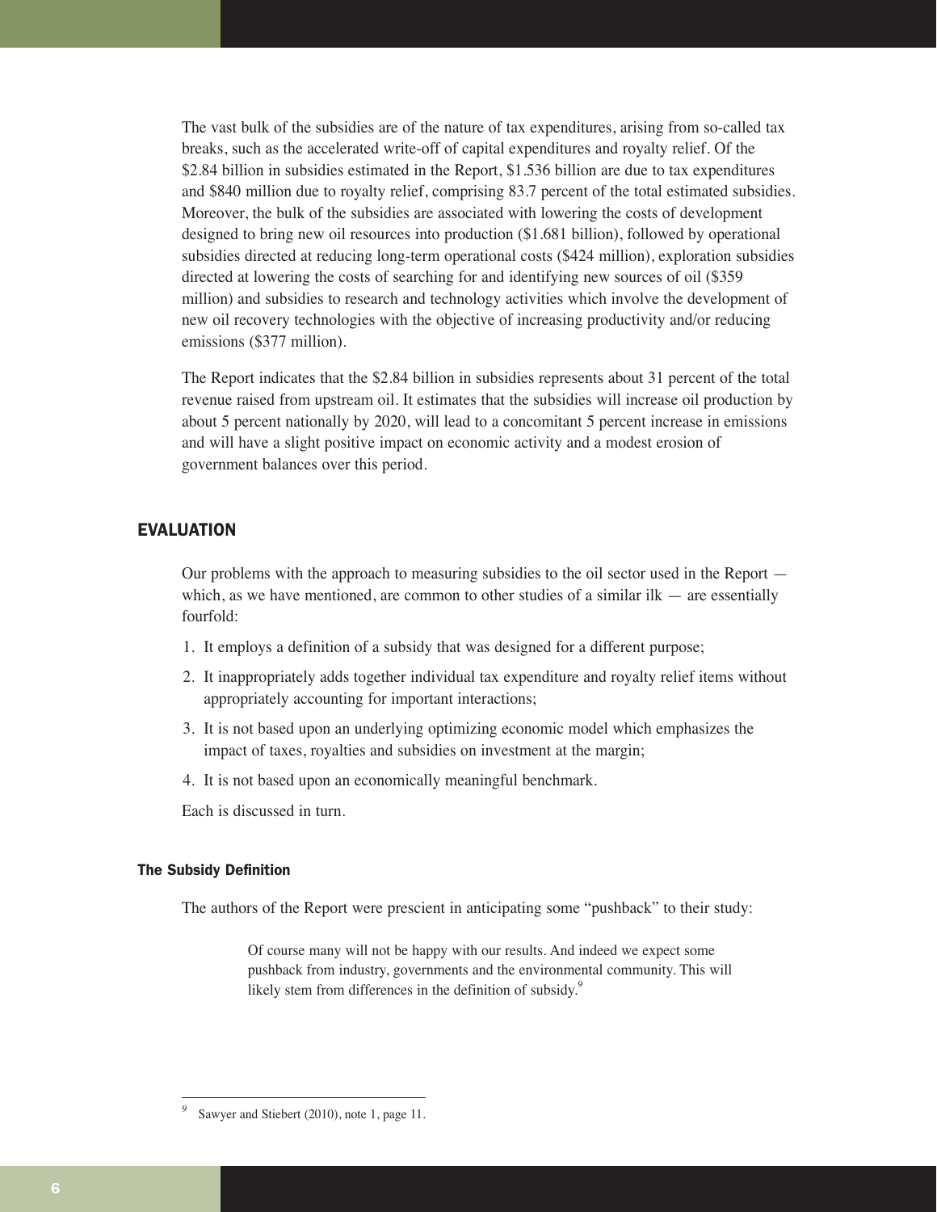The vast bulk of the subsidies are of the nature of tax expenditures, arising from so-called tax breaks, such as the accelerated write-off of capital expenditures and royalty relief. Of the $2.84 billion in subsidies estimated in the Report, $1.536 billion are due to tax expenditures and $840 million due to royalty relief, comprising 83.7 percent of the total estimated subsidies. Moreover, the bulk of the subsidies are associated with lowering the costs of development designed to bring new oil resources into production ($1.681 billion), followed by operational subsidies directed at reducing long-term operational costs ($424 million), exploration subsidies directed at lowering the costs of searching for and identifying new sources of oil ($359 million) and subsidies to research and technology activities which involve the development of new oil recovery technologies with the objective of increasing productivity and/or reducing emissions ($377 million).

The Report indicates that the $2.84 billion in subsidies represents about 31 percent of the total revenue raised from upstream oil. It estimates that the subsidies will increase oil production by about 5 percent nationally by 2020, will lead to a concomitant 5 percent increase in emissions and will have a slight positive impact on economic activity and a modest erosion of government balances over this period.

## EVALUATION

Our problems with the approach to measuring subsidies to the oil sector used in the Report — which, as we have mentioned, are common to other studies of a similar ilk — are essentially fourfold:

1. It employs a definition of a subsidy that was designed for a different purpose;
2. It inappropriately adds together individual tax expenditure and royalty relief items without appropriately accounting for important interactions;
3. It is not based upon an underlying optimizing economic model which emphasizes the impact of taxes, royalties and subsidies on investment at the margin;
4. It is not based upon an economically meaningful benchmark.

Each is discussed in turn.

### The Subsidy Definition

The authors of the Report were prescient in anticipating some "pushback" to their study:

> Of course many will not be happy with our results. And indeed we expect some pushback from industry, governments and the environmental community. This will likely stem from differences in the definition of subsidy.[9]

[9] Sawyer and Stiebert (2010), note 1, page 11.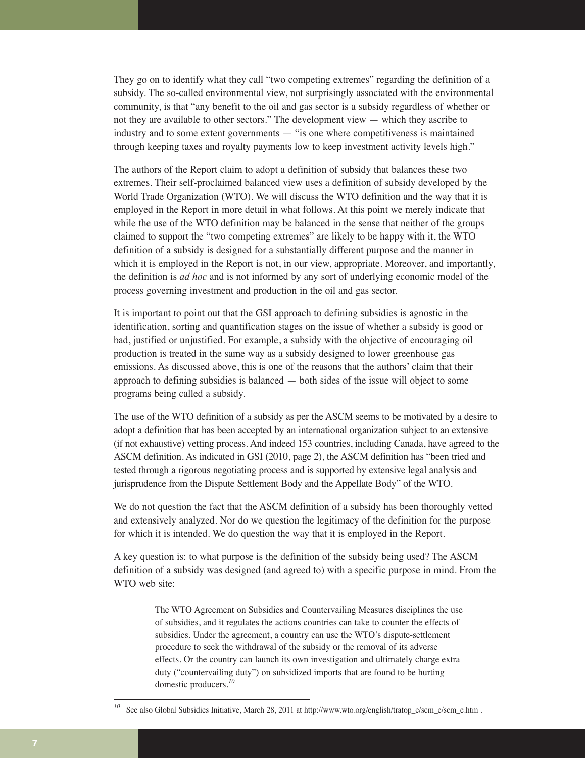They go on to identify what they call "two competing extremes" regarding the definition of a subsidy. The so-called environmental view, not surprisingly associated with the environmental community, is that "any benefit to the oil and gas sector is a subsidy regardless of whether or not they are available to other sectors." The development view — which they ascribe to industry and to some extent governments — "is one where competitiveness is maintained through keeping taxes and royalty payments low to keep investment activity levels high."

The authors of the Report claim to adopt a definition of subsidy that balances these two extremes. Their self-proclaimed balanced view uses a definition of subsidy developed by the World Trade Organization (WTO). We will discuss the WTO definition and the way that it is employed in the Report in more detail in what follows. At this point we merely indicate that while the use of the WTO definition may be balanced in the sense that neither of the groups claimed to support the "two competing extremes" are likely to be happy with it, the WTO definition of a subsidy is designed for a substantially different purpose and the manner in which it is employed in the Report is not, in our view, appropriate. Moreover, and importantly, the definition is *ad hoc* and is not informed by any sort of underlying economic model of the process governing investment and production in the oil and gas sector.

It is important to point out that the GSI approach to defining subsidies is agnostic in the identification, sorting and quantification stages on the issue of whether a subsidy is good or bad, justified or unjustified. For example, a subsidy with the objective of encouraging oil production is treated in the same way as a subsidy designed to lower greenhouse gas emissions. As discussed above, this is one of the reasons that the authors' claim that their approach to defining subsidies is balanced — both sides of the issue will object to some programs being called a subsidy.

The use of the WTO definition of a subsidy as per the ASCM seems to be motivated by a desire to adopt a definition that has been accepted by an international organization subject to an extensive (if not exhaustive) vetting process. And indeed 153 countries, including Canada, have agreed to the ASCM definition. As indicated in GSI (2010, page 2), the ASCM definition has "been tried and tested through a rigorous negotiating process and is supported by extensive legal analysis and jurisprudence from the Dispute Settlement Body and the Appellate Body" of the WTO.

We do not question the fact that the ASCM definition of a subsidy has been thoroughly vetted and extensively analyzed. Nor do we question the legitimacy of the definition for the purpose for which it is intended. We do question the way that it is employed in the Report.

A key question is: to what purpose is the definition of the subsidy being used? The ASCM definition of a subsidy was designed (and agreed to) with a specific purpose in mind. From the WTO web site:

> The WTO Agreement on Subsidies and Countervailing Measures disciplines the use of subsidies, and it regulates the actions countries can take to counter the effects of subsidies. Under the agreement, a country can use the WTO's dispute-settlement procedure to seek the withdrawal of the subsidy or the removal of its adverse effects. Or the country can launch its own investigation and ultimately charge extra duty ("countervailing duty") on subsidized imports that are found to be hurting domestic producers.[10]

---

[10] See also Global Subsidies Initiative, March 28, 2011 at http://www.wto.org/english/tratop_e/scm_e/scm_e.htm .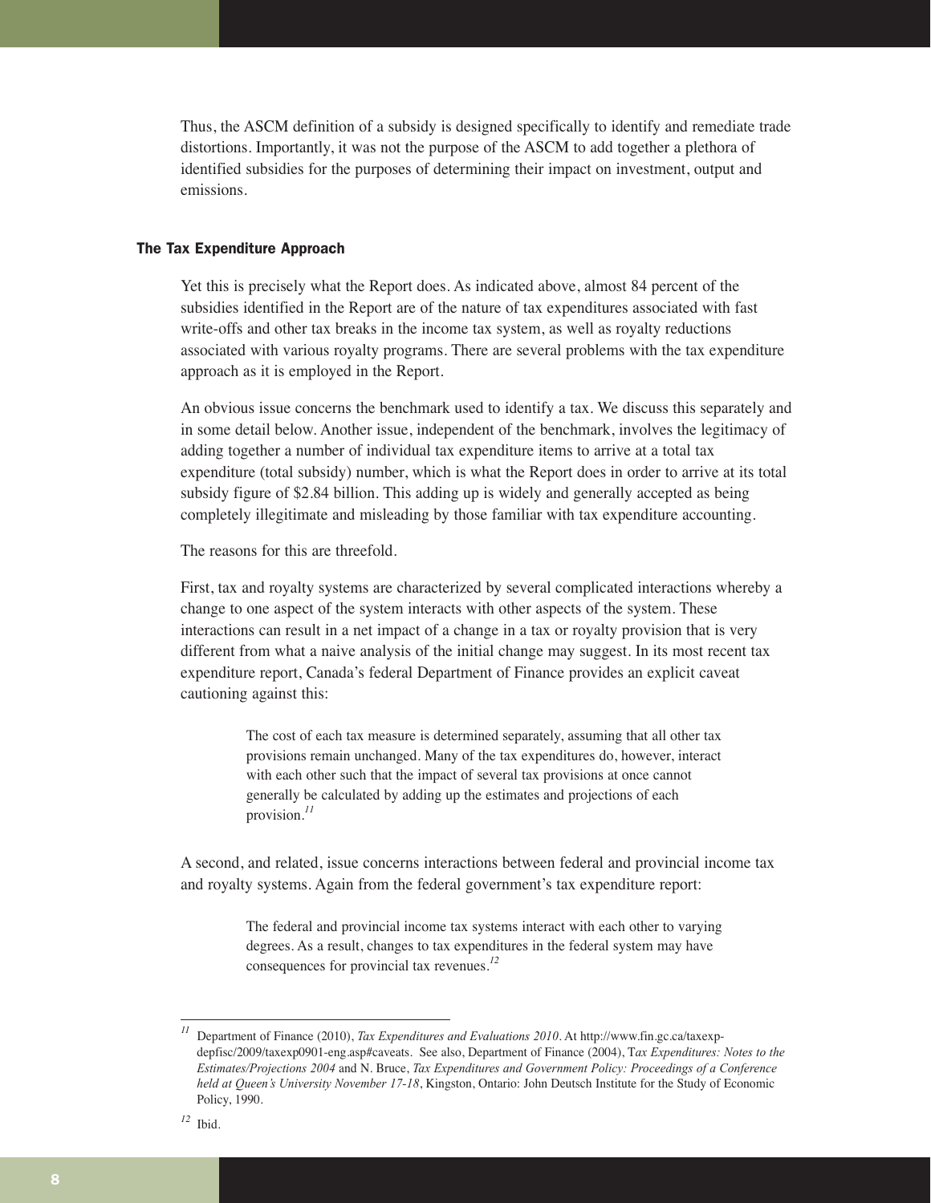Thus, the ASCM definition of a subsidy is designed specifically to identify and remediate trade distortions. Importantly, it was not the purpose of the ASCM to add together a plethora of identified subsidies for the purposes of determining their impact on investment, output and emissions.

### The Tax Expenditure Approach

Yet this is precisely what the Report does. As indicated above, almost 84 percent of the subsidies identified in the Report are of the nature of tax expenditures associated with fast write-offs and other tax breaks in the income tax system, as well as royalty reductions associated with various royalty programs. There are several problems with the tax expenditure approach as it is employed in the Report.

An obvious issue concerns the benchmark used to identify a tax. We discuss this separately and in some detail below. Another issue, independent of the benchmark, involves the legitimacy of adding together a number of individual tax expenditure items to arrive at a total tax expenditure (total subsidy) number, which is what the Report does in order to arrive at its total subsidy figure of $2.84 billion. This adding up is widely and generally accepted as being completely illegitimate and misleading by those familiar with tax expenditure accounting.

The reasons for this are threefold.

First, tax and royalty systems are characterized by several complicated interactions whereby a change to one aspect of the system interacts with other aspects of the system. These interactions can result in a net impact of a change in a tax or royalty provision that is very different from what a naive analysis of the initial change may suggest. In its most recent tax expenditure report, Canada's federal Department of Finance provides an explicit caveat cautioning against this:

> The cost of each tax measure is determined separately, assuming that all other tax provisions remain unchanged. Many of the tax expenditures do, however, interact with each other such that the impact of several tax provisions at once cannot generally be calculated by adding up the estimates and projections of each provision.[11]

A second, and related, issue concerns interactions between federal and provincial income tax and royalty systems. Again from the federal government's tax expenditure report:

> The federal and provincial income tax systems interact with each other to varying degrees. As a result, changes to tax expenditures in the federal system may have consequences for provincial tax revenues.[12]

---

[11] Department of Finance (2010), *Tax Expenditures and Evaluations 2010*. At http://www.fin.gc.ca/taxexp-depfisc/2009/taxexp0901-eng.asp#caveats. See also, Department of Finance (2004), T*ax Expenditures: Notes to the Estimates/Projections 2004* and N. Bruce, *Tax Expenditures and Government Policy: Proceedings of a Conference held at Queen's University November 17-18*, Kingston, Ontario: John Deutsch Institute for the Study of Economic Policy, 1990.

[12] Ibid.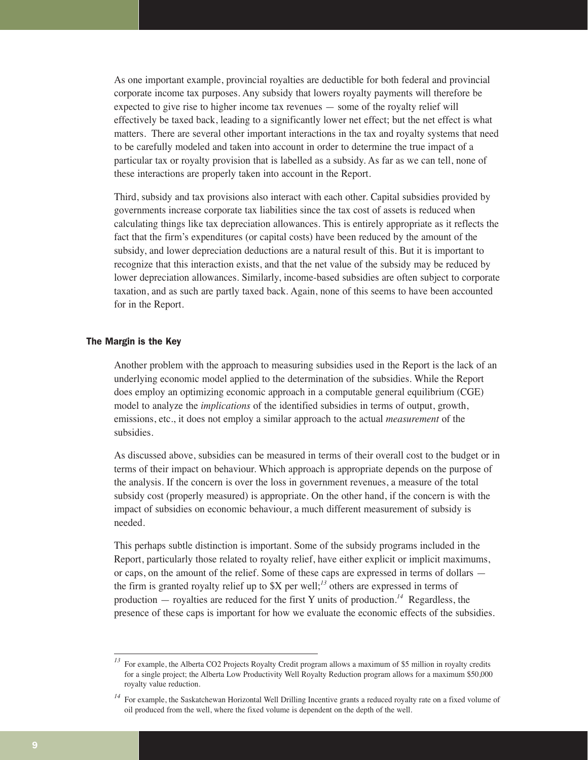As one important example, provincial royalties are deductible for both federal and provincial corporate income tax purposes. Any subsidy that lowers royalty payments will therefore be expected to give rise to higher income tax revenues — some of the royalty relief will effectively be taxed back, leading to a significantly lower net effect; but the net effect is what matters. There are several other important interactions in the tax and royalty systems that need to be carefully modeled and taken into account in order to determine the true impact of a particular tax or royalty provision that is labelled as a subsidy. As far as we can tell, none of these interactions are properly taken into account in the Report.

Third, subsidy and tax provisions also interact with each other. Capital subsidies provided by governments increase corporate tax liabilities since the tax cost of assets is reduced when calculating things like tax depreciation allowances. This is entirely appropriate as it reflects the fact that the firm's expenditures (or capital costs) have been reduced by the amount of the subsidy, and lower depreciation deductions are a natural result of this. But it is important to recognize that this interaction exists, and that the net value of the subsidy may be reduced by lower depreciation allowances. Similarly, income-based subsidies are often subject to corporate taxation, and as such are partly taxed back. Again, none of this seems to have been accounted for in the Report.

## The Margin is the Key

Another problem with the approach to measuring subsidies used in the Report is the lack of an underlying economic model applied to the determination of the subsidies. While the Report does employ an optimizing economic approach in a computable general equilibrium (CGE) model to analyze the *implications* of the identified subsidies in terms of output, growth, emissions, etc., it does not employ a similar approach to the actual *measurement* of the subsidies.

As discussed above, subsidies can be measured in terms of their overall cost to the budget or in terms of their impact on behaviour. Which approach is appropriate depends on the purpose of the analysis. If the concern is over the loss in government revenues, a measure of the total subsidy cost (properly measured) is appropriate. On the other hand, if the concern is with the impact of subsidies on economic behaviour, a much different measurement of subsidy is needed.

This perhaps subtle distinction is important. Some of the subsidy programs included in the Report, particularly those related to royalty relief, have either explicit or implicit maximums, or caps, on the amount of the relief. Some of these caps are expressed in terms of dollars — the firm is granted royalty relief up to $X per well;[13] others are expressed in terms of production — royalties are reduced for the first Y units of production.[14] Regardless, the presence of these caps is important for how we evaluate the economic effects of the subsidies.

---

[13] For example, the Alberta CO2 Projects Royalty Credit program allows a maximum of $5 million in royalty credits for a single project; the Alberta Low Productivity Well Royalty Reduction program allows for a maximum $50,000 royalty value reduction.

[14] For example, the Saskatchewan Horizontal Well Drilling Incentive grants a reduced royalty rate on a fixed volume of oil produced from the well, where the fixed volume is dependent on the depth of the well.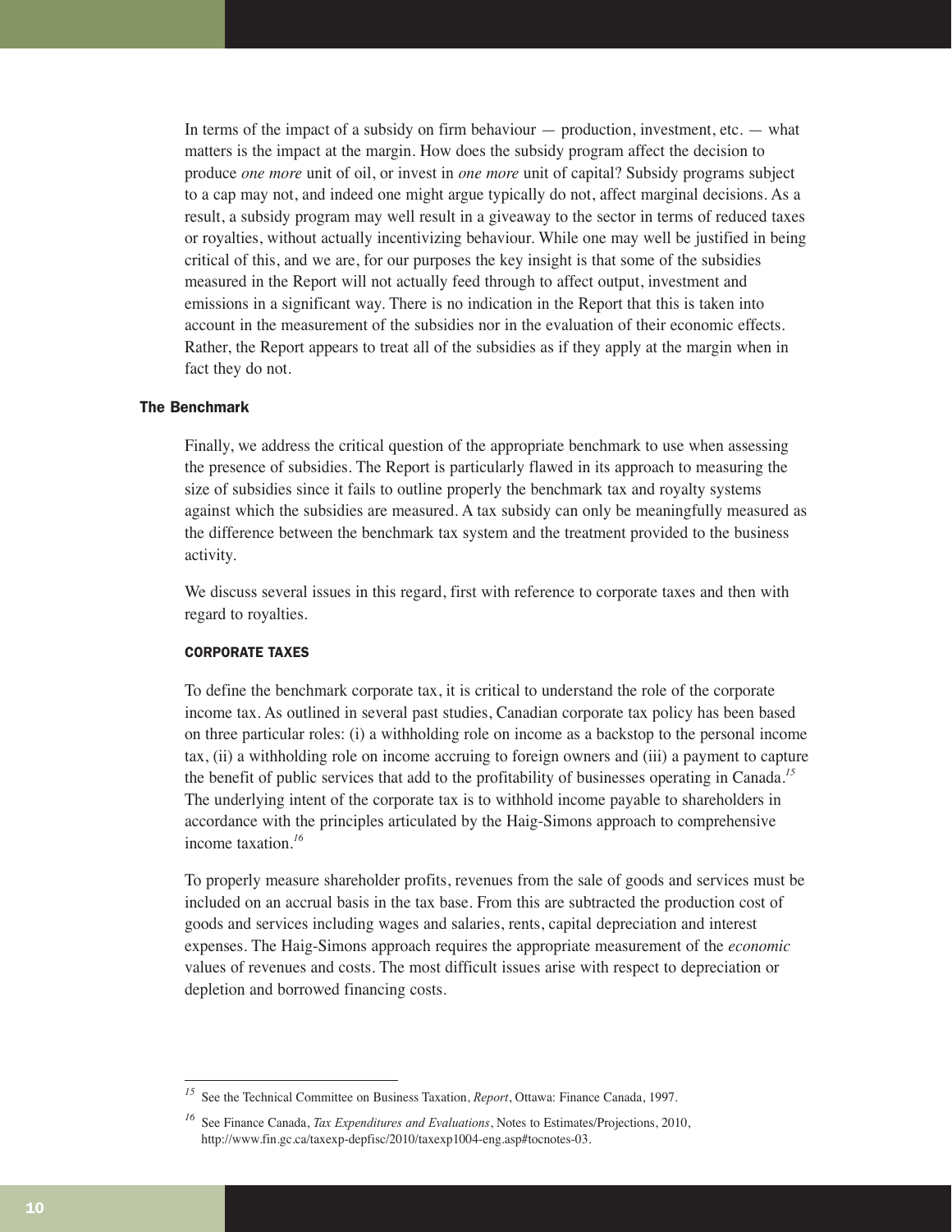In terms of the impact of a subsidy on firm behaviour — production, investment, etc. — what matters is the impact at the margin. How does the subsidy program affect the decision to produce *one more* unit of oil, or invest in *one more* unit of capital? Subsidy programs subject to a cap may not, and indeed one might argue typically do not, affect marginal decisions. As a result, a subsidy program may well result in a giveaway to the sector in terms of reduced taxes or royalties, without actually incentivizing behaviour. While one may well be justified in being critical of this, and we are, for our purposes the key insight is that some of the subsidies measured in the Report will not actually feed through to affect output, investment and emissions in a significant way. There is no indication in the Report that this is taken into account in the measurement of the subsidies nor in the evaluation of their economic effects. Rather, the Report appears to treat all of the subsidies as if they apply at the margin when in fact they do not.

## The Benchmark

Finally, we address the critical question of the appropriate benchmark to use when assessing the presence of subsidies. The Report is particularly flawed in its approach to measuring the size of subsidies since it fails to outline properly the benchmark tax and royalty systems against which the subsidies are measured. A tax subsidy can only be meaningfully measured as the difference between the benchmark tax system and the treatment provided to the business activity.

We discuss several issues in this regard, first with reference to corporate taxes and then with regard to royalties.

### CORPORATE TAXES

To define the benchmark corporate tax, it is critical to understand the role of the corporate income tax. As outlined in several past studies, Canadian corporate tax policy has been based on three particular roles: (i) a withholding role on income as a backstop to the personal income tax, (ii) a withholding role on income accruing to foreign owners and (iii) a payment to capture the benefit of public services that add to the profitability of businesses operating in Canada.[15] The underlying intent of the corporate tax is to withhold income payable to shareholders in accordance with the principles articulated by the Haig-Simons approach to comprehensive income taxation.[16]

To properly measure shareholder profits, revenues from the sale of goods and services must be included on an accrual basis in the tax base. From this are subtracted the production cost of goods and services including wages and salaries, rents, capital depreciation and interest expenses. The Haig-Simons approach requires the appropriate measurement of the *economic* values of revenues and costs. The most difficult issues arise with respect to depreciation or depletion and borrowed financing costs.

---

[15] See the Technical Committee on Business Taxation, *Report*, Ottawa: Finance Canada, 1997.

[16] See Finance Canada, *Tax Expenditures and Evaluations*, Notes to Estimates/Projections, 2010, http://www.fin.gc.ca/taxexp-depfisc/2010/taxexp1004-eng.asp#tocnotes-03.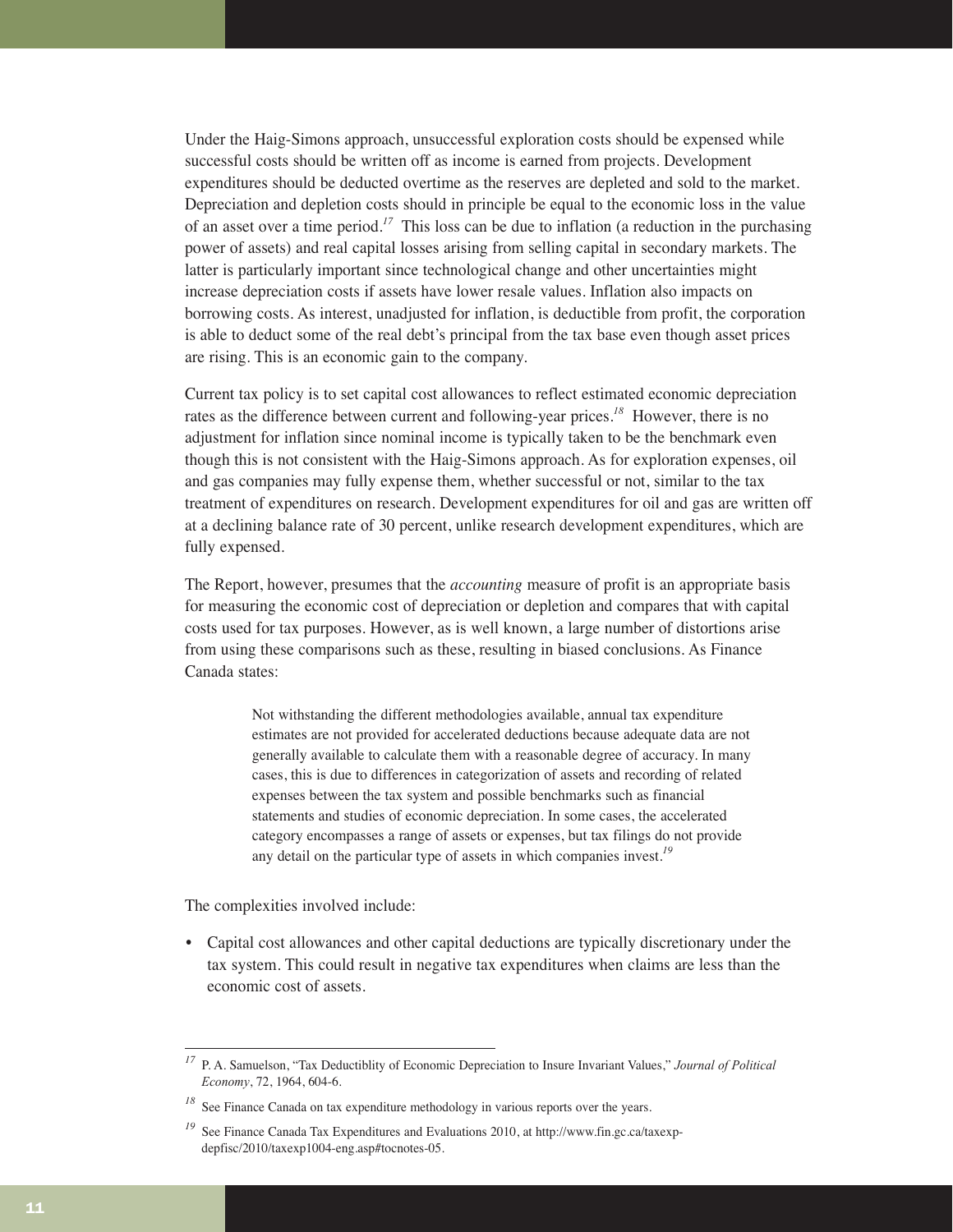Under the Haig-Simons approach, unsuccessful exploration costs should be expensed while successful costs should be written off as income is earned from projects. Development expenditures should be deducted overtime as the reserves are depleted and sold to the market. Depreciation and depletion costs should in principle be equal to the economic loss in the value of an asset over a time period.[17] This loss can be due to inflation (a reduction in the purchasing power of assets) and real capital losses arising from selling capital in secondary markets. The latter is particularly important since technological change and other uncertainties might increase depreciation costs if assets have lower resale values. Inflation also impacts on borrowing costs. As interest, unadjusted for inflation, is deductible from profit, the corporation is able to deduct some of the real debt's principal from the tax base even though asset prices are rising. This is an economic gain to the company.

Current tax policy is to set capital cost allowances to reflect estimated economic depreciation rates as the difference between current and following-year prices.[18] However, there is no adjustment for inflation since nominal income is typically taken to be the benchmark even though this is not consistent with the Haig-Simons approach. As for exploration expenses, oil and gas companies may fully expense them, whether successful or not, similar to the tax treatment of expenditures on research. Development expenditures for oil and gas are written off at a declining balance rate of 30 percent, unlike research development expenditures, which are fully expensed.

The Report, however, presumes that the *accounting* measure of profit is an appropriate basis for measuring the economic cost of depreciation or depletion and compares that with capital costs used for tax purposes. However, as is well known, a large number of distortions arise from using these comparisons such as these, resulting in biased conclusions. As Finance Canada states:

> Not withstanding the different methodologies available, annual tax expenditure estimates are not provided for accelerated deductions because adequate data are not generally available to calculate them with a reasonable degree of accuracy. In many cases, this is due to differences in categorization of assets and recording of related expenses between the tax system and possible benchmarks such as financial statements and studies of economic depreciation. In some cases, the accelerated category encompasses a range of assets or expenses, but tax filings do not provide any detail on the particular type of assets in which companies invest.[19]

The complexities involved include:

- Capital cost allowances and other capital deductions are typically discretionary under the tax system. This could result in negative tax expenditures when claims are less than the economic cost of assets.

---

[17] P. A. Samuelson, "Tax Deductiblity of Economic Depreciation to Insure Invariant Values," *Journal of Political Economy*, 72, 1964, 604-6.

[18] See Finance Canada on tax expenditure methodology in various reports over the years.

[19] See Finance Canada Tax Expenditures and Evaluations 2010, at http://www.fin.gc.ca/taxexp-depfisc/2010/taxexp1004-eng.asp#tocnotes-05.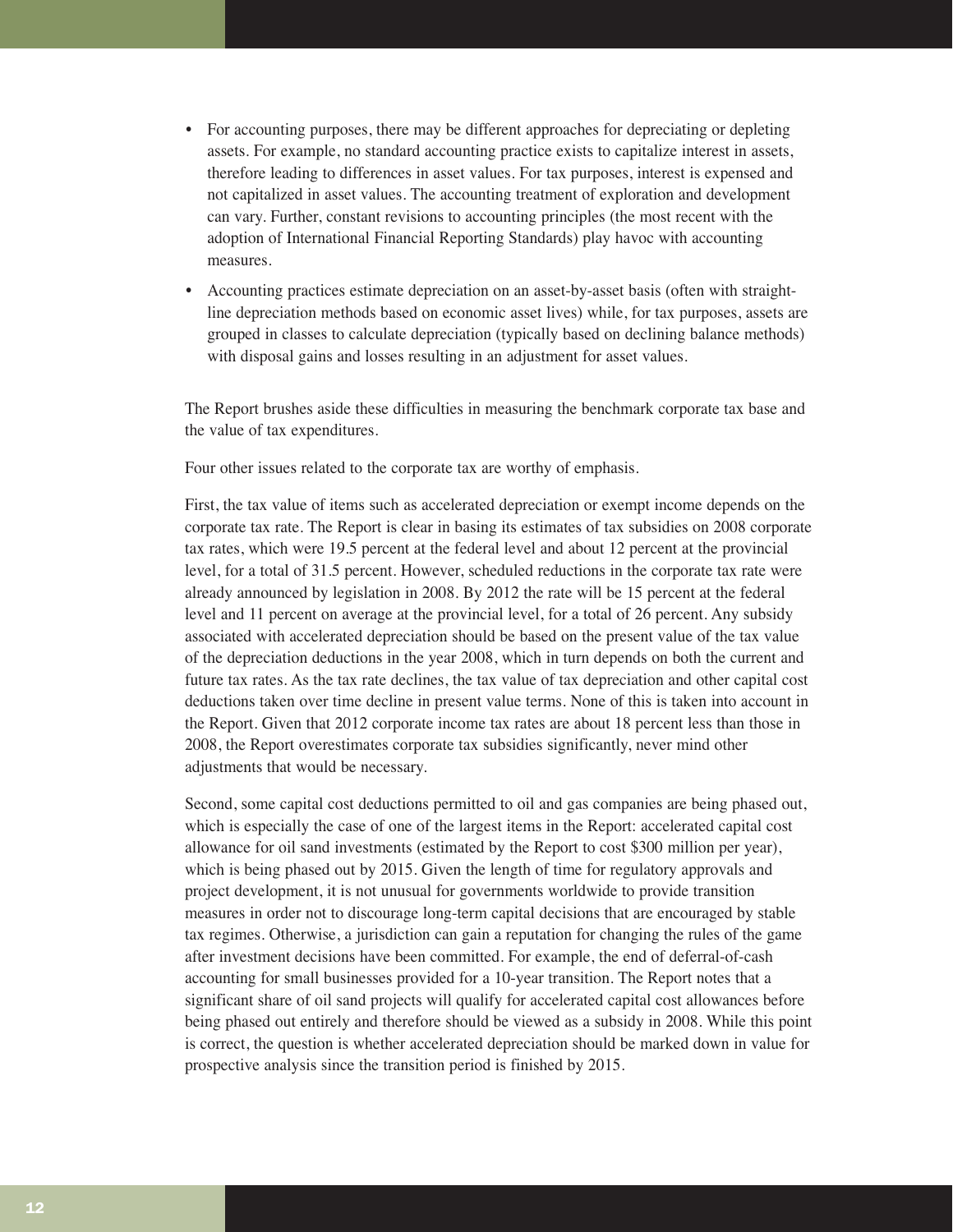- For accounting purposes, there may be different approaches for depreciating or depleting assets. For example, no standard accounting practice exists to capitalize interest in assets, therefore leading to differences in asset values. For tax purposes, interest is expensed and not capitalized in asset values. The accounting treatment of exploration and development can vary. Further, constant revisions to accounting principles (the most recent with the adoption of International Financial Reporting Standards) play havoc with accounting measures.
- Accounting practices estimate depreciation on an asset-by-asset basis (often with straight-line depreciation methods based on economic asset lives) while, for tax purposes, assets are grouped in classes to calculate depreciation (typically based on declining balance methods) with disposal gains and losses resulting in an adjustment for asset values.

The Report brushes aside these difficulties in measuring the benchmark corporate tax base and the value of tax expenditures.

Four other issues related to the corporate tax are worthy of emphasis.

First, the tax value of items such as accelerated depreciation or exempt income depends on the corporate tax rate. The Report is clear in basing its estimates of tax subsidies on 2008 corporate tax rates, which were 19.5 percent at the federal level and about 12 percent at the provincial level, for a total of 31.5 percent. However, scheduled reductions in the corporate tax rate were already announced by legislation in 2008. By 2012 the rate will be 15 percent at the federal level and 11 percent on average at the provincial level, for a total of 26 percent. Any subsidy associated with accelerated depreciation should be based on the present value of the tax value of the depreciation deductions in the year 2008, which in turn depends on both the current and future tax rates. As the tax rate declines, the tax value of tax depreciation and other capital cost deductions taken over time decline in present value terms. None of this is taken into account in the Report. Given that 2012 corporate income tax rates are about 18 percent less than those in 2008, the Report overestimates corporate tax subsidies significantly, never mind other adjustments that would be necessary.

Second, some capital cost deductions permitted to oil and gas companies are being phased out, which is especially the case of one of the largest items in the Report: accelerated capital cost allowance for oil sand investments (estimated by the Report to cost $300 million per year), which is being phased out by 2015. Given the length of time for regulatory approvals and project development, it is not unusual for governments worldwide to provide transition measures in order not to discourage long-term capital decisions that are encouraged by stable tax regimes. Otherwise, a jurisdiction can gain a reputation for changing the rules of the game after investment decisions have been committed. For example, the end of deferral-of-cash accounting for small businesses provided for a 10-year transition. The Report notes that a significant share of oil sand projects will qualify for accelerated capital cost allowances before being phased out entirely and therefore should be viewed as a subsidy in 2008. While this point is correct, the question is whether accelerated depreciation should be marked down in value for prospective analysis since the transition period is finished by 2015.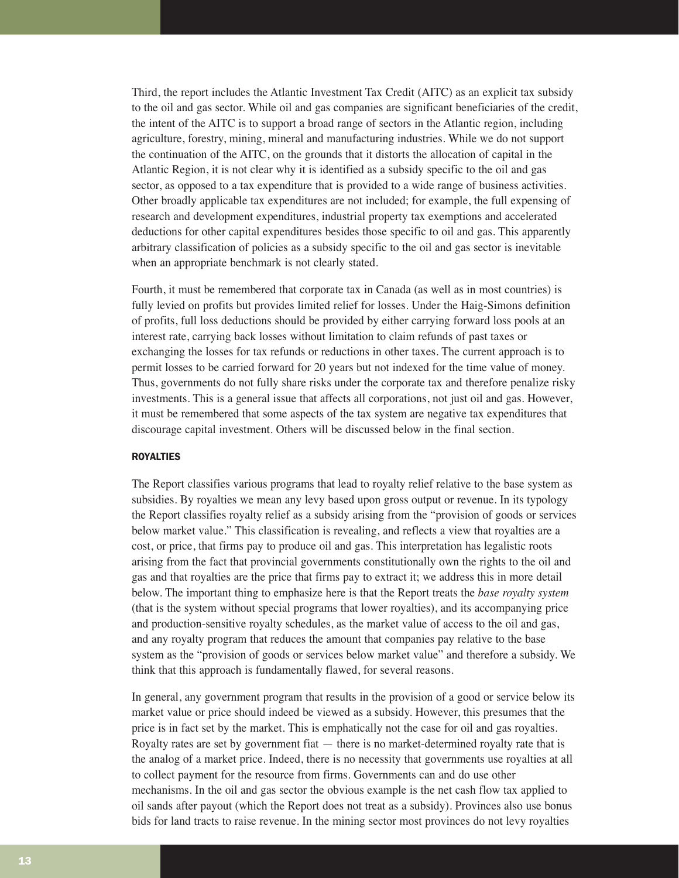Third, the report includes the Atlantic Investment Tax Credit (AITC) as an explicit tax subsidy to the oil and gas sector. While oil and gas companies are significant beneficiaries of the credit, the intent of the AITC is to support a broad range of sectors in the Atlantic region, including agriculture, forestry, mining, mineral and manufacturing industries. While we do not support the continuation of the AITC, on the grounds that it distorts the allocation of capital in the Atlantic Region, it is not clear why it is identified as a subsidy specific to the oil and gas sector, as opposed to a tax expenditure that is provided to a wide range of business activities. Other broadly applicable tax expenditures are not included; for example, the full expensing of research and development expenditures, industrial property tax exemptions and accelerated deductions for other capital expenditures besides those specific to oil and gas. This apparently arbitrary classification of policies as a subsidy specific to the oil and gas sector is inevitable when an appropriate benchmark is not clearly stated.

Fourth, it must be remembered that corporate tax in Canada (as well as in most countries) is fully levied on profits but provides limited relief for losses. Under the Haig-Simons definition of profits, full loss deductions should be provided by either carrying forward loss pools at an interest rate, carrying back losses without limitation to claim refunds of past taxes or exchanging the losses for tax refunds or reductions in other taxes. The current approach is to permit losses to be carried forward for 20 years but not indexed for the time value of money. Thus, governments do not fully share risks under the corporate tax and therefore penalize risky investments. This is a general issue that affects all corporations, not just oil and gas. However, it must be remembered that some aspects of the tax system are negative tax expenditures that discourage capital investment. Others will be discussed below in the final section.

### ROYALTIES

The Report classifies various programs that lead to royalty relief relative to the base system as subsidies. By royalties we mean any levy based upon gross output or revenue. In its typology the Report classifies royalty relief as a subsidy arising from the "provision of goods or services below market value." This classification is revealing, and reflects a view that royalties are a cost, or price, that firms pay to produce oil and gas. This interpretation has legalistic roots arising from the fact that provincial governments constitutionally own the rights to the oil and gas and that royalties are the price that firms pay to extract it; we address this in more detail below. The important thing to emphasize here is that the Report treats the *base royalty system* (that is the system without special programs that lower royalties), and its accompanying price and production-sensitive royalty schedules, as the market value of access to the oil and gas, and any royalty program that reduces the amount that companies pay relative to the base system as the "provision of goods or services below market value" and therefore a subsidy. We think that this approach is fundamentally flawed, for several reasons.

In general, any government program that results in the provision of a good or service below its market value or price should indeed be viewed as a subsidy. However, this presumes that the price is in fact set by the market. This is emphatically not the case for oil and gas royalties. Royalty rates are set by government fiat — there is no market-determined royalty rate that is the analog of a market price. Indeed, there is no necessity that governments use royalties at all to collect payment for the resource from firms. Governments can and do use other mechanisms. In the oil and gas sector the obvious example is the net cash flow tax applied to oil sands after payout (which the Report does not treat as a subsidy). Provinces also use bonus bids for land tracts to raise revenue. In the mining sector most provinces do not levy royalties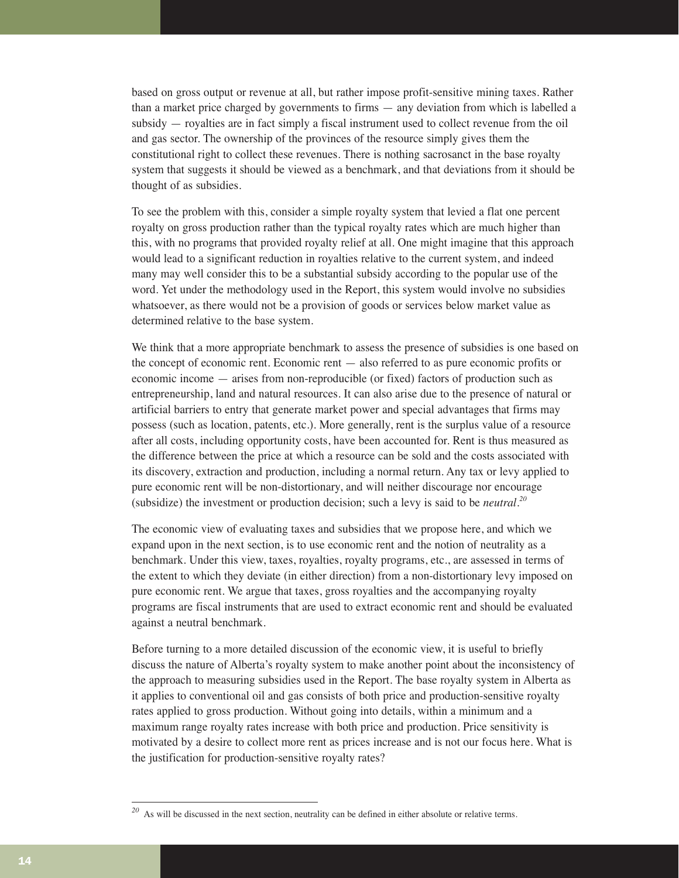based on gross output or revenue at all, but rather impose profit-sensitive mining taxes. Rather than a market price charged by governments to firms — any deviation from which is labelled a subsidy — royalties are in fact simply a fiscal instrument used to collect revenue from the oil and gas sector. The ownership of the provinces of the resource simply gives them the constitutional right to collect these revenues. There is nothing sacrosanct in the base royalty system that suggests it should be viewed as a benchmark, and that deviations from it should be thought of as subsidies.

To see the problem with this, consider a simple royalty system that levied a flat one percent royalty on gross production rather than the typical royalty rates which are much higher than this, with no programs that provided royalty relief at all. One might imagine that this approach would lead to a significant reduction in royalties relative to the current system, and indeed many may well consider this to be a substantial subsidy according to the popular use of the word. Yet under the methodology used in the Report, this system would involve no subsidies whatsoever, as there would not be a provision of goods or services below market value as determined relative to the base system.

We think that a more appropriate benchmark to assess the presence of subsidies is one based on the concept of economic rent. Economic rent — also referred to as pure economic profits or economic income — arises from non-reproducible (or fixed) factors of production such as entrepreneurship, land and natural resources. It can also arise due to the presence of natural or artificial barriers to entry that generate market power and special advantages that firms may possess (such as location, patents, etc.). More generally, rent is the surplus value of a resource after all costs, including opportunity costs, have been accounted for. Rent is thus measured as the difference between the price at which a resource can be sold and the costs associated with its discovery, extraction and production, including a normal return. Any tax or levy applied to pure economic rent will be non-distortionary, and will neither discourage nor encourage (subsidize) the investment or production decision; such a levy is said to be *neutral*.[20]

The economic view of evaluating taxes and subsidies that we propose here, and which we expand upon in the next section, is to use economic rent and the notion of neutrality as a benchmark. Under this view, taxes, royalties, royalty programs, etc., are assessed in terms of the extent to which they deviate (in either direction) from a non-distortionary levy imposed on pure economic rent. We argue that taxes, gross royalties and the accompanying royalty programs are fiscal instruments that are used to extract economic rent and should be evaluated against a neutral benchmark.

Before turning to a more detailed discussion of the economic view, it is useful to briefly discuss the nature of Alberta's royalty system to make another point about the inconsistency of the approach to measuring subsidies used in the Report. The base royalty system in Alberta as it applies to conventional oil and gas consists of both price and production-sensitive royalty rates applied to gross production. Without going into details, within a minimum and a maximum range royalty rates increase with both price and production. Price sensitivity is motivated by a desire to collect more rent as prices increase and is not our focus here. What is the justification for production-sensitive royalty rates?

---

[20] As will be discussed in the next section, neutrality can be defined in either absolute or relative terms.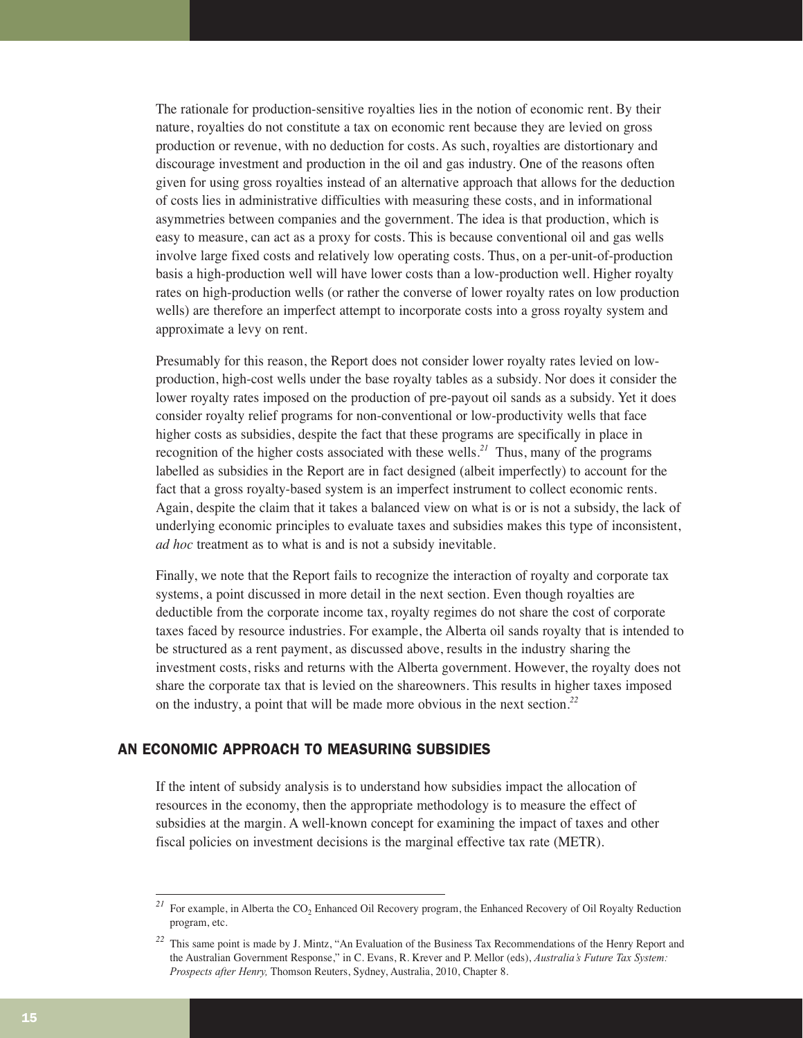The rationale for production-sensitive royalties lies in the notion of economic rent. By their nature, royalties do not constitute a tax on economic rent because they are levied on gross production or revenue, with no deduction for costs. As such, royalties are distortionary and discourage investment and production in the oil and gas industry. One of the reasons often given for using gross royalties instead of an alternative approach that allows for the deduction of costs lies in administrative difficulties with measuring these costs, and in informational asymmetries between companies and the government. The idea is that production, which is easy to measure, can act as a proxy for costs. This is because conventional oil and gas wells involve large fixed costs and relatively low operating costs. Thus, on a per-unit-of-production basis a high-production well will have lower costs than a low-production well. Higher royalty rates on high-production wells (or rather the converse of lower royalty rates on low production wells) are therefore an imperfect attempt to incorporate costs into a gross royalty system and approximate a levy on rent.

Presumably for this reason, the Report does not consider lower royalty rates levied on low-production, high-cost wells under the base royalty tables as a subsidy. Nor does it consider the lower royalty rates imposed on the production of pre-payout oil sands as a subsidy. Yet it does consider royalty relief programs for non-conventional or low-productivity wells that face higher costs as subsidies, despite the fact that these programs are specifically in place in recognition of the higher costs associated with these wells.[21] Thus, many of the programs labelled as subsidies in the Report are in fact designed (albeit imperfectly) to account for the fact that a gross royalty-based system is an imperfect instrument to collect economic rents. Again, despite the claim that it takes a balanced view on what is or is not a subsidy, the lack of underlying economic principles to evaluate taxes and subsidies makes this type of inconsistent, *ad hoc* treatment as to what is and is not a subsidy inevitable.

Finally, we note that the Report fails to recognize the interaction of royalty and corporate tax systems, a point discussed in more detail in the next section. Even though royalties are deductible from the corporate income tax, royalty regimes do not share the cost of corporate taxes faced by resource industries. For example, the Alberta oil sands royalty that is intended to be structured as a rent payment, as discussed above, results in the industry sharing the investment costs, risks and returns with the Alberta government. However, the royalty does not share the corporate tax that is levied on the shareowners. This results in higher taxes imposed on the industry, a point that will be made more obvious in the next section.[22]

## AN ECONOMIC APPROACH TO MEASURING SUBSIDIES

If the intent of subsidy analysis is to understand how subsidies impact the allocation of resources in the economy, then the appropriate methodology is to measure the effect of subsidies at the margin. A well-known concept for examining the impact of taxes and other fiscal policies on investment decisions is the marginal effective tax rate (METR).

---

[21] For example, in Alberta the $CO_2$ Enhanced Oil Recovery program, the Enhanced Recovery of Oil Royalty Reduction program, etc.

[22] This same point is made by J. Mintz, "An Evaluation of the Business Tax Recommendations of the Henry Report and the Australian Government Response," in C. Evans, R. Krever and P. Mellor (eds), *Australia's Future Tax System: Prospects after Henry,* Thomson Reuters, Sydney, Australia, 2010, Chapter 8.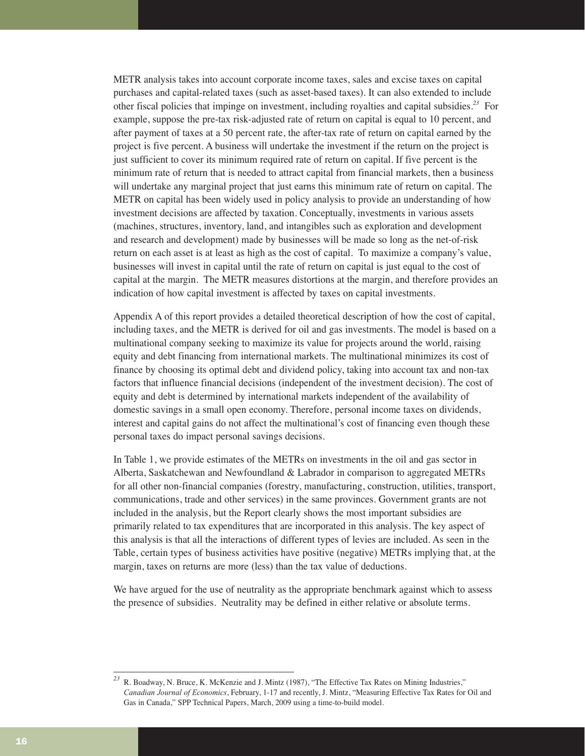METR analysis takes into account corporate income taxes, sales and excise taxes on capital purchases and capital-related taxes (such as asset-based taxes). It can also extended to include other fiscal policies that impinge on investment, including royalties and capital subsidies.[23] For example, suppose the pre-tax risk-adjusted rate of return on capital is equal to 10 percent, and after payment of taxes at a 50 percent rate, the after-tax rate of return on capital earned by the project is five percent. A business will undertake the investment if the return on the project is just sufficient to cover its minimum required rate of return on capital. If five percent is the minimum rate of return that is needed to attract capital from financial markets, then a business will undertake any marginal project that just earns this minimum rate of return on capital. The METR on capital has been widely used in policy analysis to provide an understanding of how investment decisions are affected by taxation. Conceptually, investments in various assets (machines, structures, inventory, land, and intangibles such as exploration and development and research and development) made by businesses will be made so long as the net-of-risk return on each asset is at least as high as the cost of capital. To maximize a company's value, businesses will invest in capital until the rate of return on capital is just equal to the cost of capital at the margin. The METR measures distortions at the margin, and therefore provides an indication of how capital investment is affected by taxes on capital investments.

Appendix A of this report provides a detailed theoretical description of how the cost of capital, including taxes, and the METR is derived for oil and gas investments. The model is based on a multinational company seeking to maximize its value for projects around the world, raising equity and debt financing from international markets. The multinational minimizes its cost of finance by choosing its optimal debt and dividend policy, taking into account tax and non-tax factors that influence financial decisions (independent of the investment decision). The cost of equity and debt is determined by international markets independent of the availability of domestic savings in a small open economy. Therefore, personal income taxes on dividends, interest and capital gains do not affect the multinational's cost of financing even though these personal taxes do impact personal savings decisions.

In Table 1, we provide estimates of the METRs on investments in the oil and gas sector in Alberta, Saskatchewan and Newfoundland & Labrador in comparison to aggregated METRs for all other non-financial companies (forestry, manufacturing, construction, utilities, transport, communications, trade and other services) in the same provinces. Government grants are not included in the analysis, but the Report clearly shows the most important subsidies are primarily related to tax expenditures that are incorporated in this analysis. The key aspect of this analysis is that all the interactions of different types of levies are included. As seen in the Table, certain types of business activities have positive (negative) METRs implying that, at the margin, taxes on returns are more (less) than the tax value of deductions.

We have argued for the use of neutrality as the appropriate benchmark against which to assess the presence of subsidies. Neutrality may be defined in either relative or absolute terms.

---

[23] R. Boadway, N. Bruce, K. McKenzie and J. Mintz (1987), "The Effective Tax Rates on Mining Industries," *Canadian Journal of Economics*, February, 1-17 and recently, J. Mintz, "Measuring Effective Tax Rates for Oil and Gas in Canada," SPP Technical Papers, March, 2009 using a time-to-build model.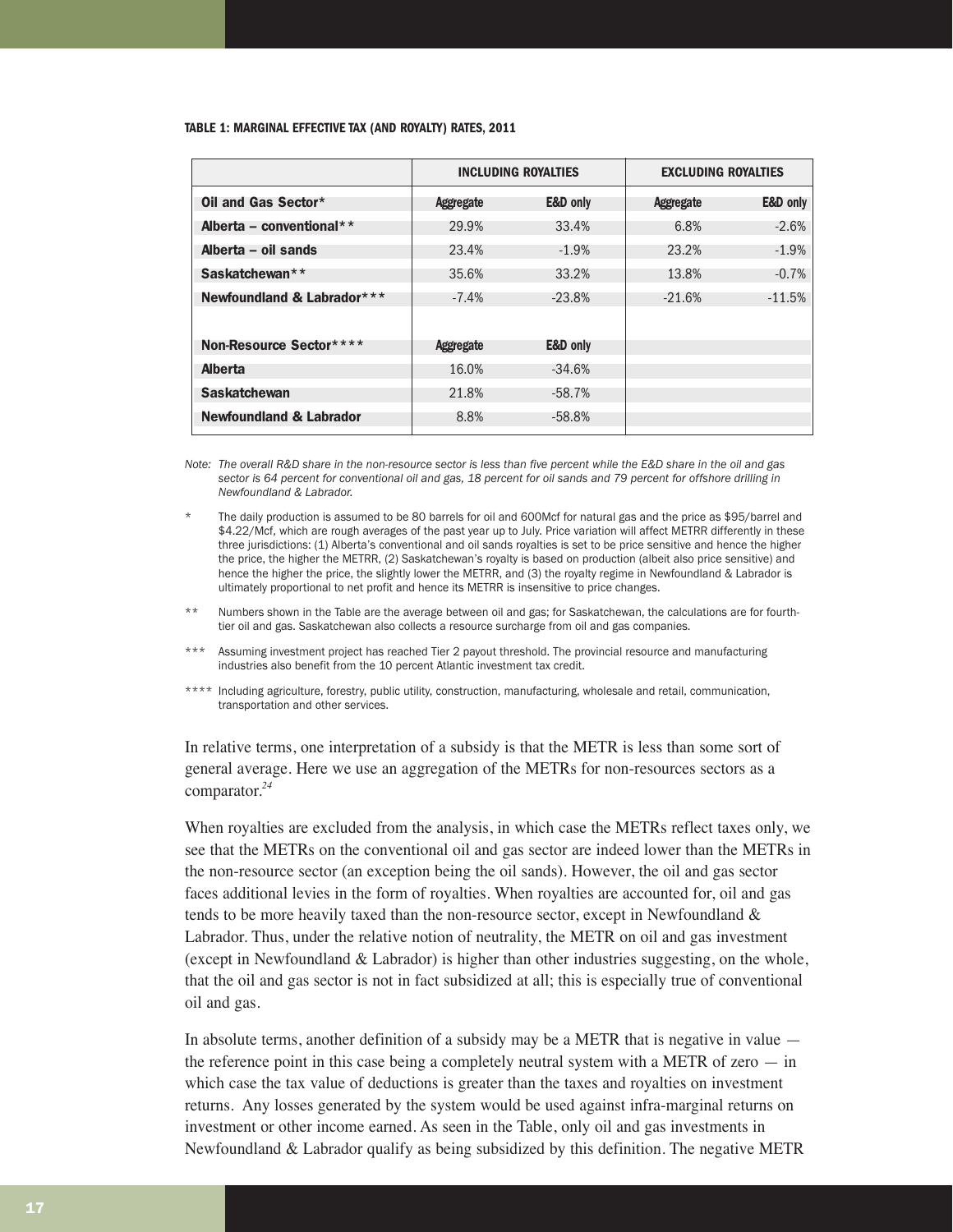**TABLE 1: MARGINAL EFFECTIVE TAX (AND ROYALTY) RATES, 2011**

| | INCLUDING ROYALTIES | | EXCLUDING ROYALTIES | |
|---|---|---|---|---|
| **Oil and Gas Sector*** | **Aggregate** | **E&D only** | **Aggregate** | **E&D only** |
| **Alberta – conventional**** | 29.9% | 33.4% | 6.8% | -2.6% |
| **Alberta – oil sands** | 23.4% | -1.9% | 23.2% | -1.9% |
| **Saskatchewan**** | 35.6% | 33.2% | 13.8% | -0.7% |
| **Newfoundland & Labrador***** | -7.4% | -23.8% | -21.6% | -11.5% |
| | | | | |
| **Non-Resource Sector****** | **Aggregate** | **E&D only** | | |
| **Alberta** | 16.0% | -34.6% | | |
| **Saskatchewan** | 21.8% | -58.7% | | |
| **Newfoundland & Labrador** | 8.8% | -58.8% | | |

*Note: The overall R&D share in the non-resource sector is less than five percent while the E&D share in the oil and gas sector is 64 percent for conventional oil and gas, 18 percent for oil sands and 79 percent for offshore drilling in Newfoundland & Labrador.*

\* The daily production is assumed to be 80 barrels for oil and 600Mcf for natural gas and the price as $95/barrel and $4.22/Mcf, which are rough averages of the past year up to July. Price variation will affect METRR differently in these three jurisdictions: (1) Alberta's conventional and oil sands royalties is set to be price sensitive and hence the higher the price, the higher the METRR, (2) Saskatchewan's royalty is based on production (albeit also price sensitive) and hence the higher the price, the slightly lower the METRR, and (3) the royalty regime in Newfoundland & Labrador is ultimately proportional to net profit and hence its METRR is insensitive to price changes.

\** Numbers shown in the Table are the average between oil and gas; for Saskatchewan, the calculations are for fourth-tier oil and gas. Saskatchewan also collects a resource surcharge from oil and gas companies.

\*** Assuming investment project has reached Tier 2 payout threshold. The provincial resource and manufacturing industries also benefit from the 10 percent Atlantic investment tax credit.

\**** Including agriculture, forestry, public utility, construction, manufacturing, wholesale and retail, communication, transportation and other services.

In relative terms, one interpretation of a subsidy is that the METR is less than some sort of general average. Here we use an aggregation of the METRs for non-resources sectors as a comparator.[24]

When royalties are excluded from the analysis, in which case the METRs reflect taxes only, we see that the METRs on the conventional oil and gas sector are indeed lower than the METRs in the non-resource sector (an exception being the oil sands). However, the oil and gas sector faces additional levies in the form of royalties. When royalties are accounted for, oil and gas tends to be more heavily taxed than the non-resource sector, except in Newfoundland & Labrador. Thus, under the relative notion of neutrality, the METR on oil and gas investment (except in Newfoundland & Labrador) is higher than other industries suggesting, on the whole, that the oil and gas sector is not in fact subsidized at all; this is especially true of conventional oil and gas.

In absolute terms, another definition of a subsidy may be a METR that is negative in value — the reference point in this case being a completely neutral system with a METR of zero — in which case the tax value of deductions is greater than the taxes and royalties on investment returns. Any losses generated by the system would be used against infra-marginal returns on investment or other income earned. As seen in the Table, only oil and gas investments in Newfoundland & Labrador qualify as being subsidized by this definition. The negative METR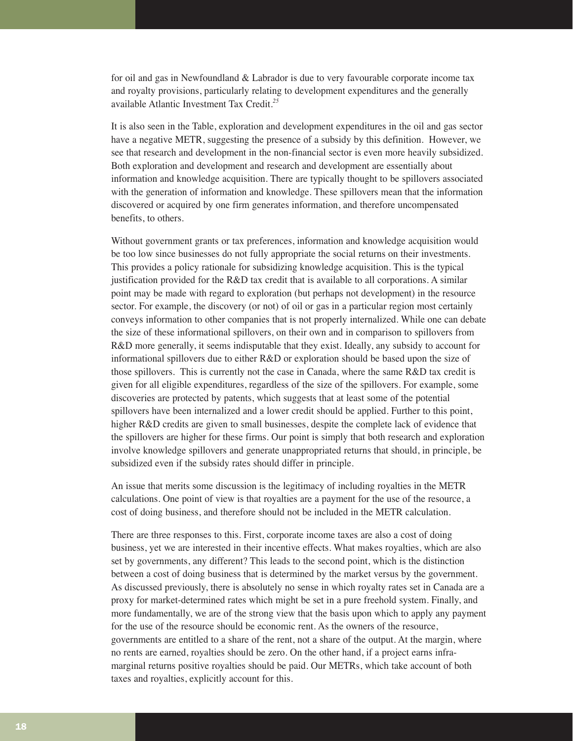for oil and gas in Newfoundland & Labrador is due to very favourable corporate income tax and royalty provisions, particularly relating to development expenditures and the generally available Atlantic Investment Tax Credit.[25]

It is also seen in the Table, exploration and development expenditures in the oil and gas sector have a negative METR, suggesting the presence of a subsidy by this definition. However, we see that research and development in the non-financial sector is even more heavily subsidized. Both exploration and development and research and development are essentially about information and knowledge acquisition. There are typically thought to be spillovers associated with the generation of information and knowledge. These spillovers mean that the information discovered or acquired by one firm generates information, and therefore uncompensated benefits, to others.

Without government grants or tax preferences, information and knowledge acquisition would be too low since businesses do not fully appropriate the social returns on their investments. This provides a policy rationale for subsidizing knowledge acquisition. This is the typical justification provided for the R&D tax credit that is available to all corporations. A similar point may be made with regard to exploration (but perhaps not development) in the resource sector. For example, the discovery (or not) of oil or gas in a particular region most certainly conveys information to other companies that is not properly internalized. While one can debate the size of these informational spillovers, on their own and in comparison to spillovers from R&D more generally, it seems indisputable that they exist. Ideally, any subsidy to account for informational spillovers due to either R&D or exploration should be based upon the size of those spillovers. This is currently not the case in Canada, where the same R&D tax credit is given for all eligible expenditures, regardless of the size of the spillovers. For example, some discoveries are protected by patents, which suggests that at least some of the potential spillovers have been internalized and a lower credit should be applied. Further to this point, higher R&D credits are given to small businesses, despite the complete lack of evidence that the spillovers are higher for these firms. Our point is simply that both research and exploration involve knowledge spillovers and generate unappropriated returns that should, in principle, be subsidized even if the subsidy rates should differ in principle.

An issue that merits some discussion is the legitimacy of including royalties in the METR calculations. One point of view is that royalties are a payment for the use of the resource, a cost of doing business, and therefore should not be included in the METR calculation.

There are three responses to this. First, corporate income taxes are also a cost of doing business, yet we are interested in their incentive effects. What makes royalties, which are also set by governments, any different? This leads to the second point, which is the distinction between a cost of doing business that is determined by the market versus by the government. As discussed previously, there is absolutely no sense in which royalty rates set in Canada are a proxy for market-determined rates which might be set in a pure freehold system. Finally, and more fundamentally, we are of the strong view that the basis upon which to apply any payment for the use of the resource should be economic rent. As the owners of the resource, governments are entitled to a share of the rent, not a share of the output. At the margin, where no rents are earned, royalties should be zero. On the other hand, if a project earns infra-marginal returns positive royalties should be paid. Our METRs, which take account of both taxes and royalties, explicitly account for this.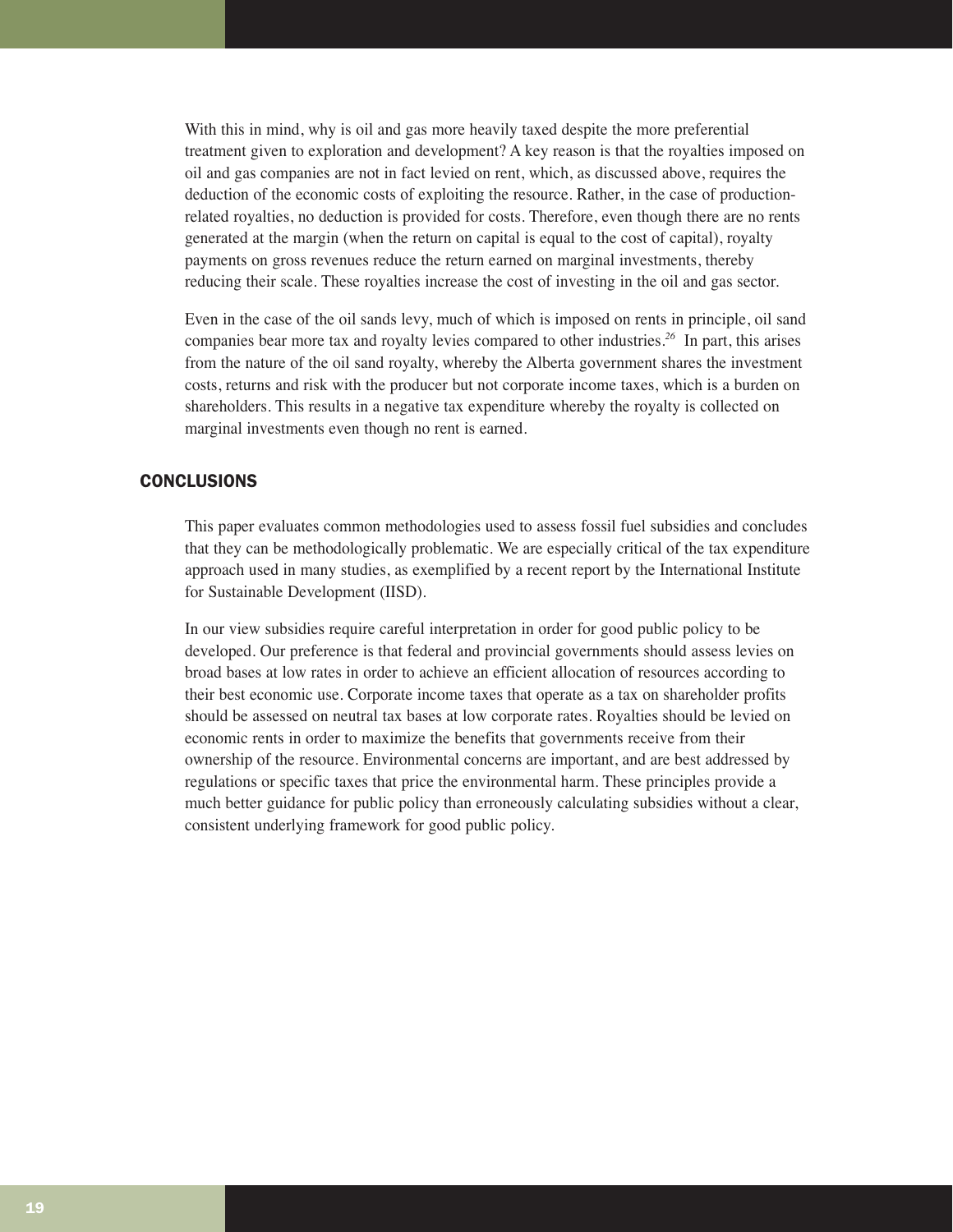With this in mind, why is oil and gas more heavily taxed despite the more preferential treatment given to exploration and development? A key reason is that the royalties imposed on oil and gas companies are not in fact levied on rent, which, as discussed above, requires the deduction of the economic costs of exploiting the resource. Rather, in the case of production-related royalties, no deduction is provided for costs. Therefore, even though there are no rents generated at the margin (when the return on capital is equal to the cost of capital), royalty payments on gross revenues reduce the return earned on marginal investments, thereby reducing their scale. These royalties increase the cost of investing in the oil and gas sector.

Even in the case of the oil sands levy, much of which is imposed on rents in principle, oil sand companies bear more tax and royalty levies compared to other industries.[26] In part, this arises from the nature of the oil sand royalty, whereby the Alberta government shares the investment costs, returns and risk with the producer but not corporate income taxes, which is a burden on shareholders. This results in a negative tax expenditure whereby the royalty is collected on marginal investments even though no rent is earned.

## CONCLUSIONS

This paper evaluates common methodologies used to assess fossil fuel subsidies and concludes that they can be methodologically problematic. We are especially critical of the tax expenditure approach used in many studies, as exemplified by a recent report by the International Institute for Sustainable Development (IISD).

In our view subsidies require careful interpretation in order for good public policy to be developed. Our preference is that federal and provincial governments should assess levies on broad bases at low rates in order to achieve an efficient allocation of resources according to their best economic use. Corporate income taxes that operate as a tax on shareholder profits should be assessed on neutral tax bases at low corporate rates. Royalties should be levied on economic rents in order to maximize the benefits that governments receive from their ownership of the resource. Environmental concerns are important, and are best addressed by regulations or specific taxes that price the environmental harm. These principles provide a much better guidance for public policy than erroneously calculating subsidies without a clear, consistent underlying framework for good public policy.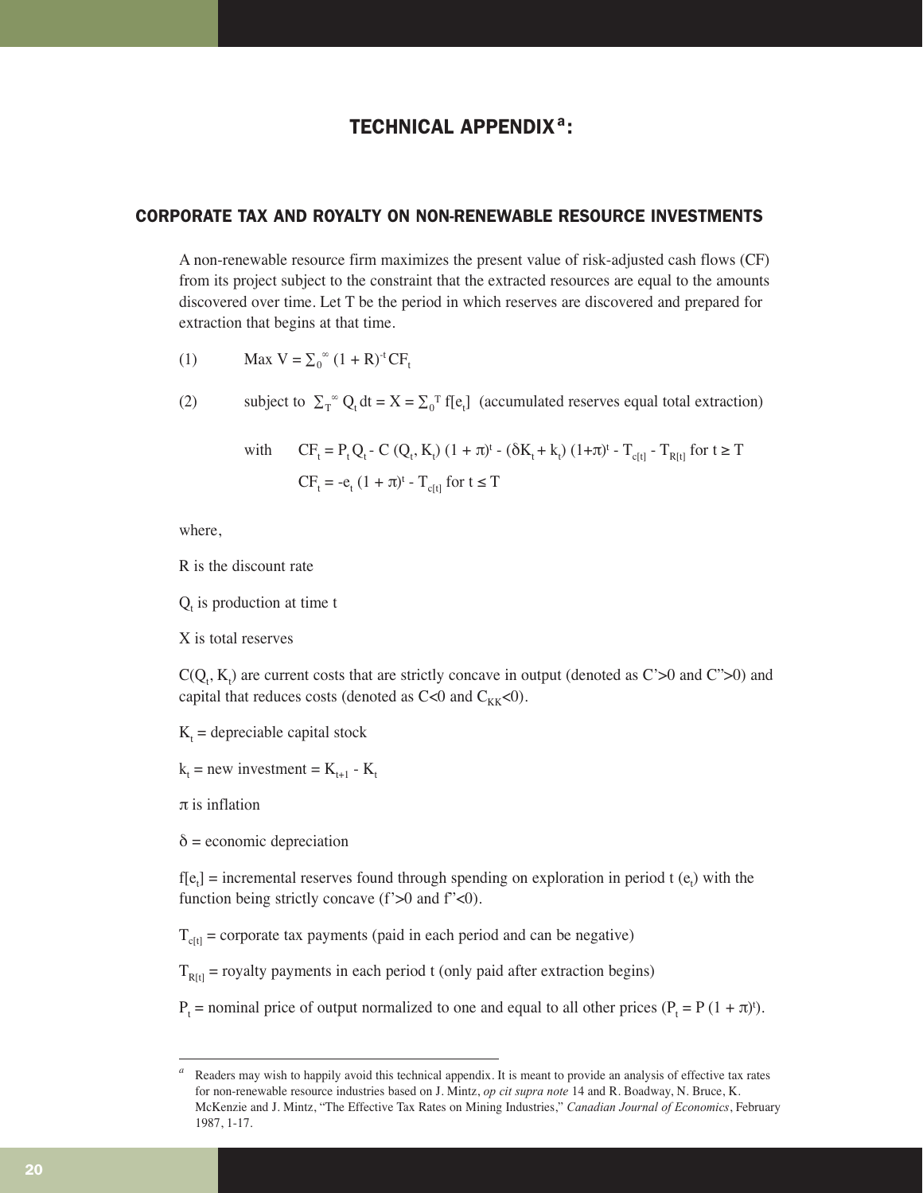# TECHNICAL APPENDIX[a]:

## CORPORATE TAX AND ROYALTY ON NON-RENEWABLE RESOURCE INVESTMENTS

A non-renewable resource firm maximizes the present value of risk-adjusted cash flows (CF) from its project subject to the constraint that the extracted resources are equal to the amounts discovered over time. Let T be the period in which reserves are discovered and prepared for extraction that begins at that time.

(1) $\text{Max } V = \sum_0^\infty (1 + R)^{-t} CF_t$

(2) subject to $\sum_T^\infty Q_t \, dt = X = \sum_0^T f[e_t]$ (accumulated reserves equal total extraction)

with $CF_t = P_t Q_t - C(Q_t, K_t)(1 + \pi)^t - (\delta K_t + k_t)(1+\pi)^t - T_{c[t]} - T_{R[t]}$ for $t \geq T$

$CF_t = -e_t (1 + \pi)^t - T_{c[t]}$ for $t \leq T$

where,

R is the discount rate

$Q_t$ is production at time t

X is total reserves

$C(Q_t, K_t)$ are current costs that are strictly concave in output (denoted as $C'>0$ and $C''>0$) and capital that reduces costs (denoted as $C<0$ and $C_{KK}<0$).

$K_t$ = depreciable capital stock

$k_t$ = new investment = $K_{t+1} - K_t$

$\pi$ is inflation

$\delta$ = economic depreciation

$f[e_t]$ = incremental reserves found through spending on exploration in period t ($e_t$) with the function being strictly concave ($f'>0$ and $f''<0$).

$T_{c[t]}$ = corporate tax payments (paid in each period and can be negative)

$T_{R[t]}$ = royalty payments in each period t (only paid after extraction begins)

$P_t$ = nominal price of output normalized to one and equal to all other prices ($P_t = P(1 + \pi)^t$).

---

[a] Readers may wish to happily avoid this technical appendix. It is meant to provide an analysis of effective tax rates for non-renewable resource industries based on J. Mintz, *op cit supra note* 14 and R. Boadway, N. Bruce, K. McKenzie and J. Mintz, "The Effective Tax Rates on Mining Industries," *Canadian Journal of Economics*, February 1987, 1-17.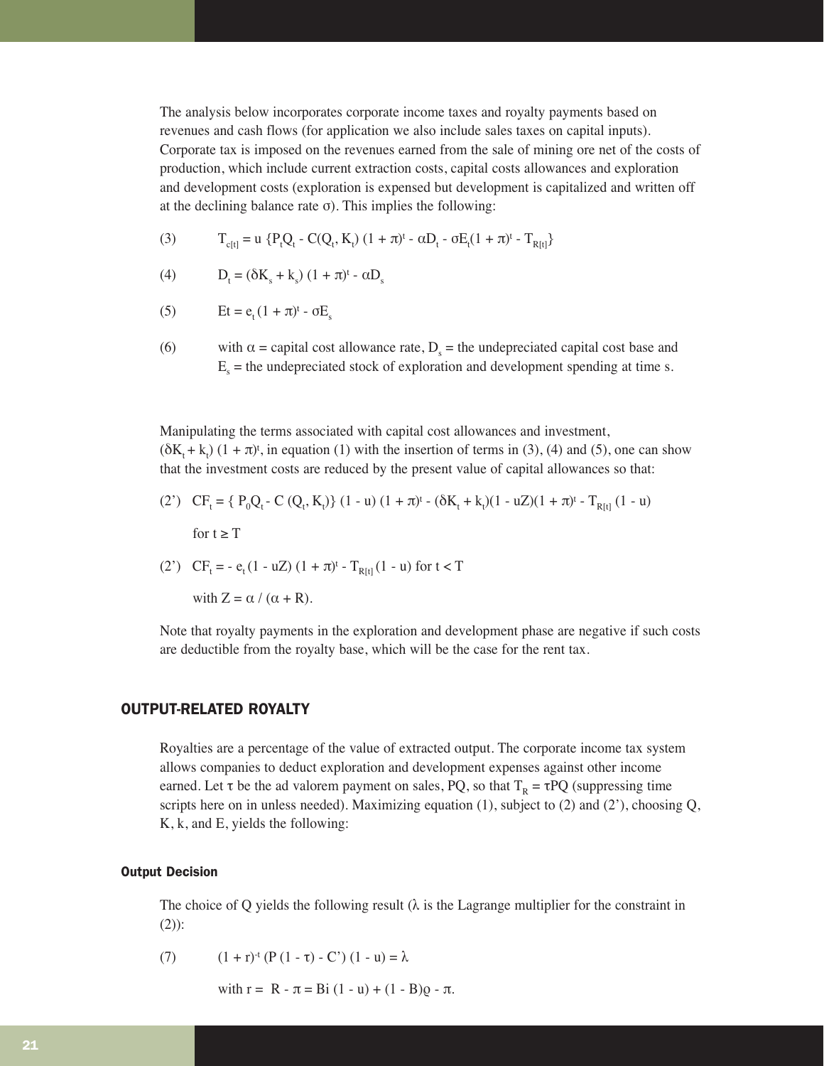The analysis below incorporates corporate income taxes and royalty payments based on revenues and cash flows (for application we also include sales taxes on capital inputs). Corporate tax is imposed on the revenues earned from the sale of mining ore net of the costs of production, which include current extraction costs, capital costs allowances and exploration and development costs (exploration is expensed but development is capitalized and written off at the declining balance rate σ). This implies the following:

(3) $$T_{c[t]} = u \{P_t Q_t - C(Q_t, K_t)(1 + \pi)^t - \alpha D_t - \sigma E_t (1 + \pi)^t - T_{R[t]}\}$$

(4) $$D_t = (\delta K_s + k_s)(1 + \pi)^t - \alpha D_s$$

(5) $$Et = e_t (1 + \pi)^t - \sigma E_s$$

(6) with $\alpha$ = capital cost allowance rate, $D_s$ = the undepreciated capital cost base and $E_s$ = the undepreciated stock of exploration and development spending at time s.

Manipulating the terms associated with capital cost allowances and investment, $(\delta K_t + k_t)(1 + \pi)^t$, in equation (1) with the insertion of terms in (3), (4) and (5), one can show that the investment costs are reduced by the present value of capital allowances so that:

(2') $$CF_t = \{ P_0 Q_t - C(Q_t, K_t)\}(1 - u)(1 + \pi)^t - (\delta K_t + k_t)(1 - uZ)(1 + \pi)^t - T_{R[t]}(1 - u)$$

for $t \geq T$

(2') $$CF_t = - e_t (1 - uZ)(1 + \pi)^t - T_{R[t]}(1 - u) \text{ for } t < T$$

with $Z = \alpha / (\alpha + R)$.

Note that royalty payments in the exploration and development phase are negative if such costs are deductible from the royalty base, which will be the case for the rent tax.

## OUTPUT-RELATED ROYALTY

Royalties are a percentage of the value of extracted output. The corporate income tax system allows companies to deduct exploration and development expenses against other income earned. Let $\tau$ be the ad valorem payment on sales, PQ, so that $T_R = \tau PQ$ (suppressing time scripts here on in unless needed). Maximizing equation (1), subject to (2) and (2'), choosing Q, K, k, and E, yields the following:

### Output Decision

The choice of Q yields the following result ($\lambda$ is the Lagrange multiplier for the constraint in (2)):

(7) $$(1 + r)^{-t}(P(1 - \tau) - C')(1 - u) = \lambda$$

with $r = R - \pi = Bi(1 - u) + (1 - B)\varrho - \pi$.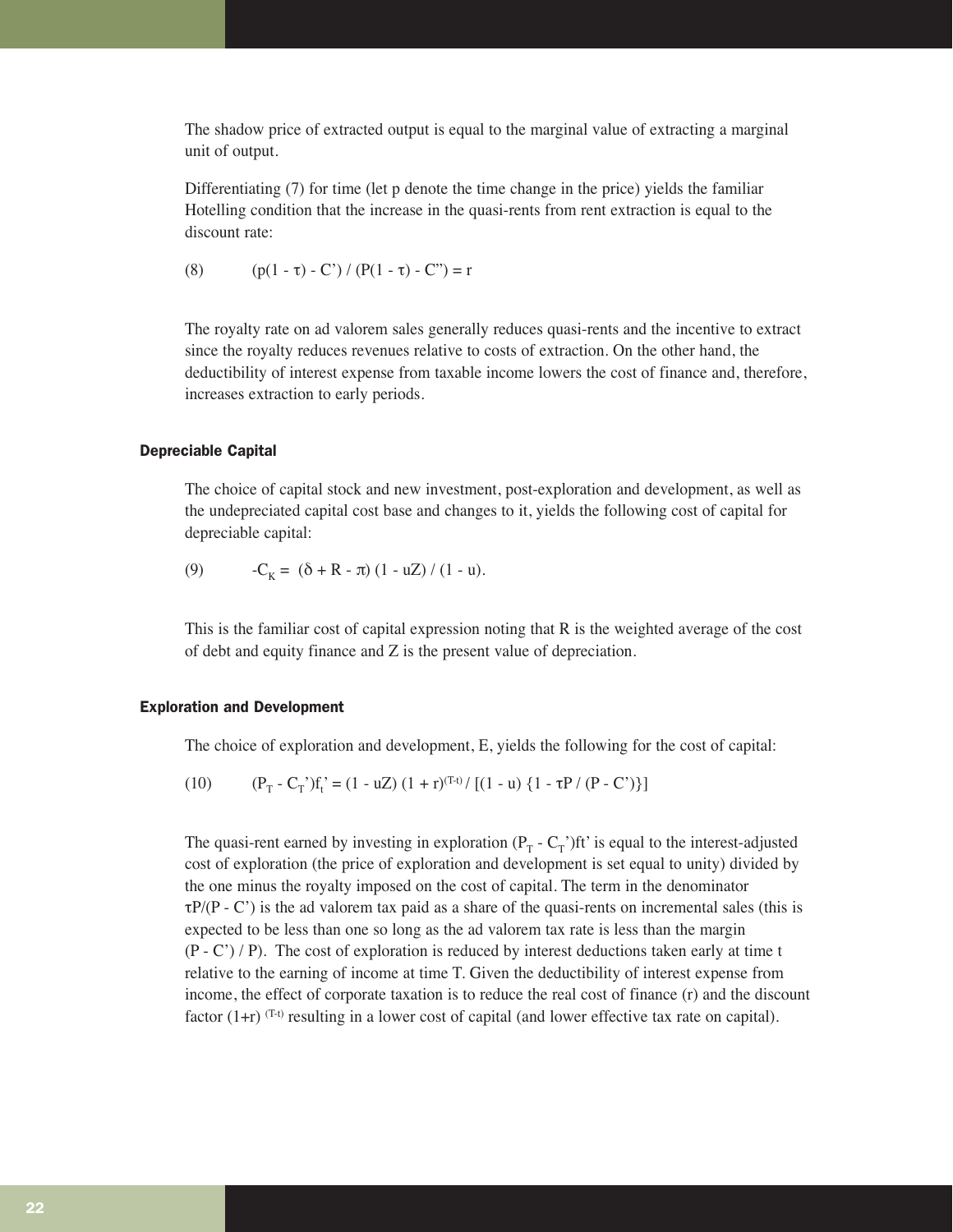The shadow price of extracted output is equal to the marginal value of extracting a marginal unit of output.

Differentiating (7) for time (let p denote the time change in the price) yields the familiar Hotelling condition that the increase in the quasi-rents from rent extraction is equal to the discount rate:

$$(8) \qquad (p(1 - \tau) - C') / (P(1 - \tau) - C'') = r$$

The royalty rate on ad valorem sales generally reduces quasi-rents and the incentive to extract since the royalty reduces revenues relative to costs of extraction. On the other hand, the deductibility of interest expense from taxable income lowers the cost of finance and, therefore, increases extraction to early periods.

### Depreciable Capital

The choice of capital stock and new investment, post-exploration and development, as well as the undepreciated capital cost base and changes to it, yields the following cost of capital for depreciable capital:

$$(9) \qquad -C_K = (\delta + R - \pi)(1 - uZ) / (1 - u).$$

This is the familiar cost of capital expression noting that R is the weighted average of the cost of debt and equity finance and Z is the present value of depreciation.

### Exploration and Development

The choice of exploration and development, E, yields the following for the cost of capital:

$$(10) \qquad (P_T - C_T')f_t' = (1 - uZ)(1 + r)^{(T-t)} / [(1 - u)\{1 - \tau P / (P - C')\}]$$

The quasi-rent earned by investing in exploration $(P_T - C_T')ft'$ is equal to the interest-adjusted cost of exploration (the price of exploration and development is set equal to unity) divided by the one minus the royalty imposed on the cost of capital. The term in the denominator $\tau P/(P - C')$ is the ad valorem tax paid as a share of the quasi-rents on incremental sales (this is expected to be less than one so long as the ad valorem tax rate is less than the margin $(P - C') / P$). The cost of exploration is reduced by interest deductions taken early at time t relative to the earning of income at time T. Given the deductibility of interest expense from income, the effect of corporate taxation is to reduce the real cost of finance (r) and the discount factor $(1+r)^{(T-t)}$ resulting in a lower cost of capital (and lower effective tax rate on capital).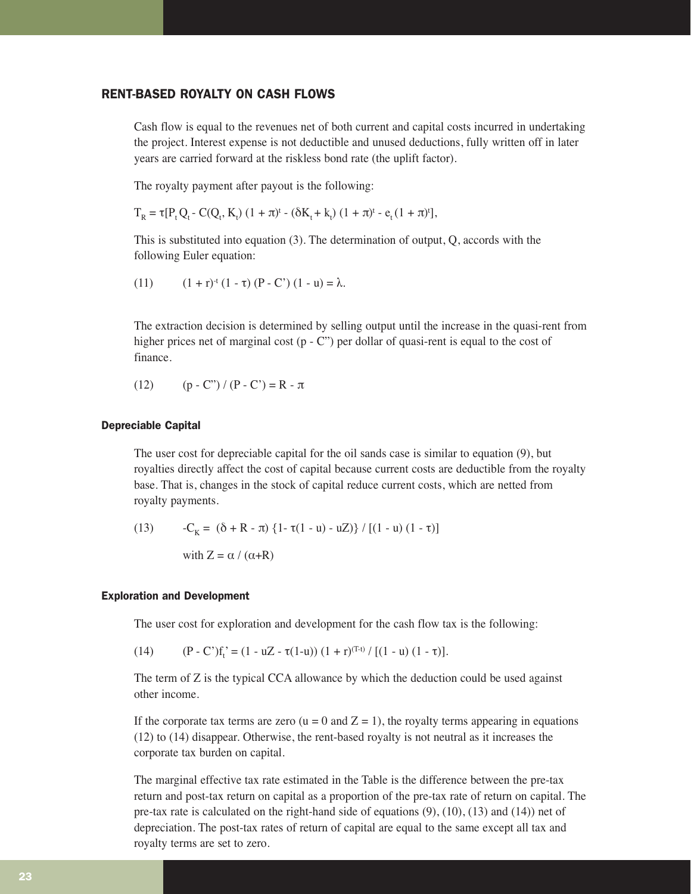## RENT-BASED ROYALTY ON CASH FLOWS

Cash flow is equal to the revenues net of both current and capital costs incurred in undertaking the project. Interest expense is not deductible and unused deductions, fully written off in later years are carried forward at the riskless bond rate (the uplift factor).

The royalty payment after payout is the following:

$$T_R = \tau[P_t Q_t - C(Q_t, K_t)(1 + \pi)^t - (\delta K_t + k_t)(1 + \pi)^t - e_t(1 + \pi)^t],$$

This is substituted into equation (3). The determination of output, Q, accords with the following Euler equation:

$$(11) \qquad (1 + r)^{-t}(1 - \tau)(P - C')(1 - u) = \lambda.$$

The extraction decision is determined by selling output until the increase in the quasi-rent from higher prices net of marginal cost (p - C") per dollar of quasi-rent is equal to the cost of finance.

$$(12) \qquad (p - C'') / (P - C') = R - \pi$$

### Depreciable Capital

The user cost for depreciable capital for the oil sands case is similar to equation (9), but royalties directly affect the cost of capital because current costs are deductible from the royalty base. That is, changes in the stock of capital reduce current costs, which are netted from royalty payments.

$$(13) \qquad -C_K = (\delta + R - \pi)\{1 - \tau(1 - u) - uZ)\} / [(1 - u)(1 - \tau)]$$

$$\text{with } Z = \alpha / (\alpha + R)$$

### Exploration and Development

The user cost for exploration and development for the cash flow tax is the following:

$$(14) \qquad (P - C')f_t' = (1 - uZ - \tau(1-u))(1 + r)^{(T-t)} / [(1 - u)(1 - \tau)].$$

The term of Z is the typical CCA allowance by which the deduction could be used against other income.

If the corporate tax terms are zero ($u = 0$ and $Z = 1$), the royalty terms appearing in equations (12) to (14) disappear. Otherwise, the rent-based royalty is not neutral as it increases the corporate tax burden on capital.

The marginal effective tax rate estimated in the Table is the difference between the pre-tax return and post-tax return on capital as a proportion of the pre-tax rate of return on capital. The pre-tax rate is calculated on the right-hand side of equations (9), (10), (13) and (14)) net of depreciation. The post-tax rates of return of capital are equal to the same except all tax and royalty terms are set to zero.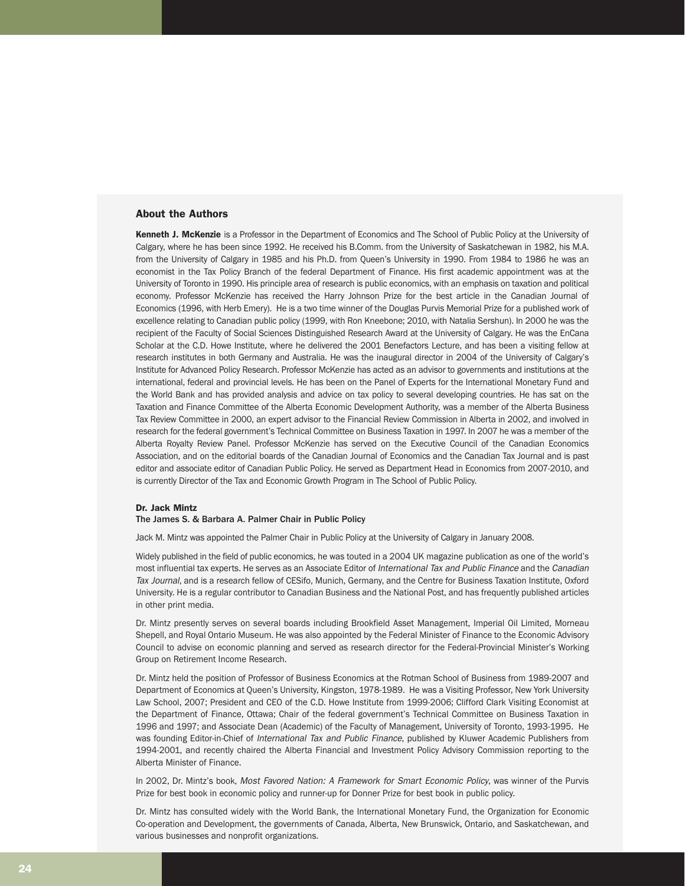## About the Authors

**Kenneth J. McKenzie** is a Professor in the Department of Economics and The School of Public Policy at the University of Calgary, where he has been since 1992. He received his B.Comm. from the University of Saskatchewan in 1982, his M.A. from the University of Calgary in 1985 and his Ph.D. from Queen's University in 1990. From 1984 to 1986 he was an economist in the Tax Policy Branch of the federal Department of Finance. His first academic appointment was at the University of Toronto in 1990. His principle area of research is public economics, with an emphasis on taxation and political economy. Professor McKenzie has received the Harry Johnson Prize for the best article in the Canadian Journal of Economics (1996, with Herb Emery). He is a two time winner of the Douglas Purvis Memorial Prize for a published work of excellence relating to Canadian public policy (1999, with Ron Kneebone; 2010, with Natalia Sershun). In 2000 he was the recipient of the Faculty of Social Sciences Distinguished Research Award at the University of Calgary. He was the EnCana Scholar at the C.D. Howe Institute, where he delivered the 2001 Benefactors Lecture, and has been a visiting fellow at research institutes in both Germany and Australia. He was the inaugural director in 2004 of the University of Calgary's Institute for Advanced Policy Research. Professor McKenzie has acted as an advisor to governments and institutions at the international, federal and provincial levels. He has been on the Panel of Experts for the International Monetary Fund and the World Bank and has provided analysis and advice on tax policy to several developing countries. He has sat on the Taxation and Finance Committee of the Alberta Economic Development Authority, was a member of the Alberta Business Tax Review Committee in 2000, an expert advisor to the Financial Review Commission in Alberta in 2002, and involved in research for the federal government's Technical Committee on Business Taxation in 1997. In 2007 he was a member of the Alberta Royalty Review Panel. Professor McKenzie has served on the Executive Council of the Canadian Economics Association, and on the editorial boards of the Canadian Journal of Economics and the Canadian Tax Journal and is past editor and associate editor of Canadian Public Policy. He served as Department Head in Economics from 2007-2010, and is currently Director of the Tax and Economic Growth Program in The School of Public Policy.

**Dr. Jack Mintz**
**The James S. & Barbara A. Palmer Chair in Public Policy**

Jack M. Mintz was appointed the Palmer Chair in Public Policy at the University of Calgary in January 2008.

Widely published in the field of public economics, he was touted in a 2004 UK magazine publication as one of the world's most influential tax experts. He serves as an Associate Editor of *International Tax and Public Finance* and the *Canadian Tax Journal*, and is a research fellow of CESifo, Munich, Germany, and the Centre for Business Taxation Institute, Oxford University. He is a regular contributor to Canadian Business and the National Post, and has frequently published articles in other print media.

Dr. Mintz presently serves on several boards including Brookfield Asset Management, Imperial Oil Limited, Morneau Shepell, and Royal Ontario Museum. He was also appointed by the Federal Minister of Finance to the Economic Advisory Council to advise on economic planning and served as research director for the Federal-Provincial Minister's Working Group on Retirement Income Research.

Dr. Mintz held the position of Professor of Business Economics at the Rotman School of Business from 1989-2007 and Department of Economics at Queen's University, Kingston, 1978-1989. He was a Visiting Professor, New York University Law School, 2007; President and CEO of the C.D. Howe Institute from 1999-2006; Clifford Clark Visiting Economist at the Department of Finance, Ottawa; Chair of the federal government's Technical Committee on Business Taxation in 1996 and 1997; and Associate Dean (Academic) of the Faculty of Management, University of Toronto, 1993-1995. He was founding Editor-in-Chief of *International Tax and Public Finance*, published by Kluwer Academic Publishers from 1994-2001, and recently chaired the Alberta Financial and Investment Policy Advisory Commission reporting to the Alberta Minister of Finance.

In 2002, Dr. Mintz's book, *Most Favored Nation: A Framework for Smart Economic Policy*, was winner of the Purvis Prize for best book in economic policy and runner-up for Donner Prize for best book in public policy.

Dr. Mintz has consulted widely with the World Bank, the International Monetary Fund, the Organization for Economic Co-operation and Development, the governments of Canada, Alberta, New Brunswick, Ontario, and Saskatchewan, and various businesses and nonprofit organizations.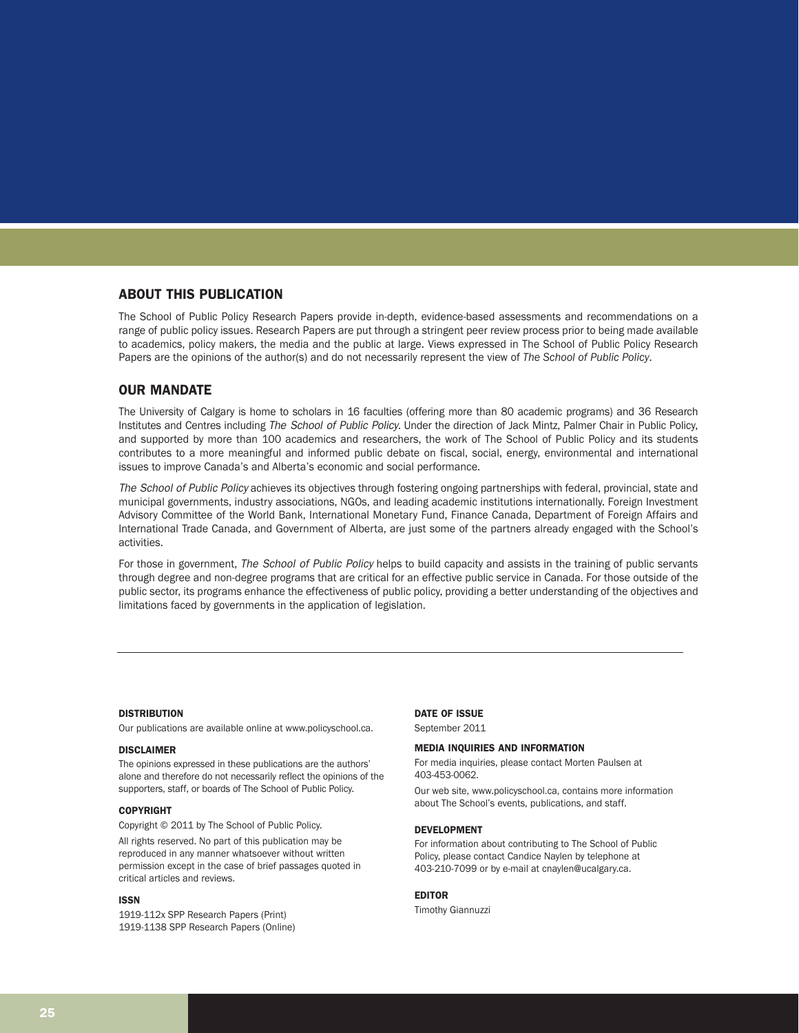## ABOUT THIS PUBLICATION

The School of Public Policy Research Papers provide in-depth, evidence-based assessments and recommendations on a range of public policy issues. Research Papers are put through a stringent peer review process prior to being made available to academics, policy makers, the media and the public at large. Views expressed in The School of Public Policy Research Papers are the opinions of the author(s) and do not necessarily represent the view of *The School of Public Policy*.

## OUR MANDATE

The University of Calgary is home to scholars in 16 faculties (offering more than 80 academic programs) and 36 Research Institutes and Centres including *The School of Public Policy*. Under the direction of Jack Mintz, Palmer Chair in Public Policy, and supported by more than 100 academics and researchers, the work of The School of Public Policy and its students contributes to a more meaningful and informed public debate on fiscal, social, energy, environmental and international issues to improve Canada's and Alberta's economic and social performance.

*The School of Public Policy* achieves its objectives through fostering ongoing partnerships with federal, provincial, state and municipal governments, industry associations, NGOs, and leading academic institutions internationally. Foreign Investment Advisory Committee of the World Bank, International Monetary Fund, Finance Canada, Department of Foreign Affairs and International Trade Canada, and Government of Alberta, are just some of the partners already engaged with the School's activities.

For those in government, *The School of Public Policy* helps to build capacity and assists in the training of public servants through degree and non-degree programs that are critical for an effective public service in Canada. For those outside of the public sector, its programs enhance the effectiveness of public policy, providing a better understanding of the objectives and limitations faced by governments in the application of legislation.

---

#### DISTRIBUTION

Our publications are available online at www.policyschool.ca.

#### DISCLAIMER

The opinions expressed in these publications are the authors' alone and therefore do not necessarily reflect the opinions of the supporters, staff, or boards of The School of Public Policy.

#### COPYRIGHT

Copyright © 2011 by The School of Public Policy.

All rights reserved. No part of this publication may be reproduced in any manner whatsoever without written permission except in the case of brief passages quoted in critical articles and reviews.

#### ISSN

1919-112x SPP Research Papers (Print)
1919-1138 SPP Research Papers (Online)

#### DATE OF ISSUE

September 2011

#### MEDIA INQUIRIES AND INFORMATION

For media inquiries, please contact Morten Paulsen at 403-453-0062.

Our web site, www.policyschool.ca, contains more information about The School's events, publications, and staff.

#### DEVELOPMENT

For information about contributing to The School of Public Policy, please contact Candice Naylen by telephone at 403-210-7099 or by e-mail at cnaylen@ucalgary.ca.

#### EDITOR

Timothy Giannuzzi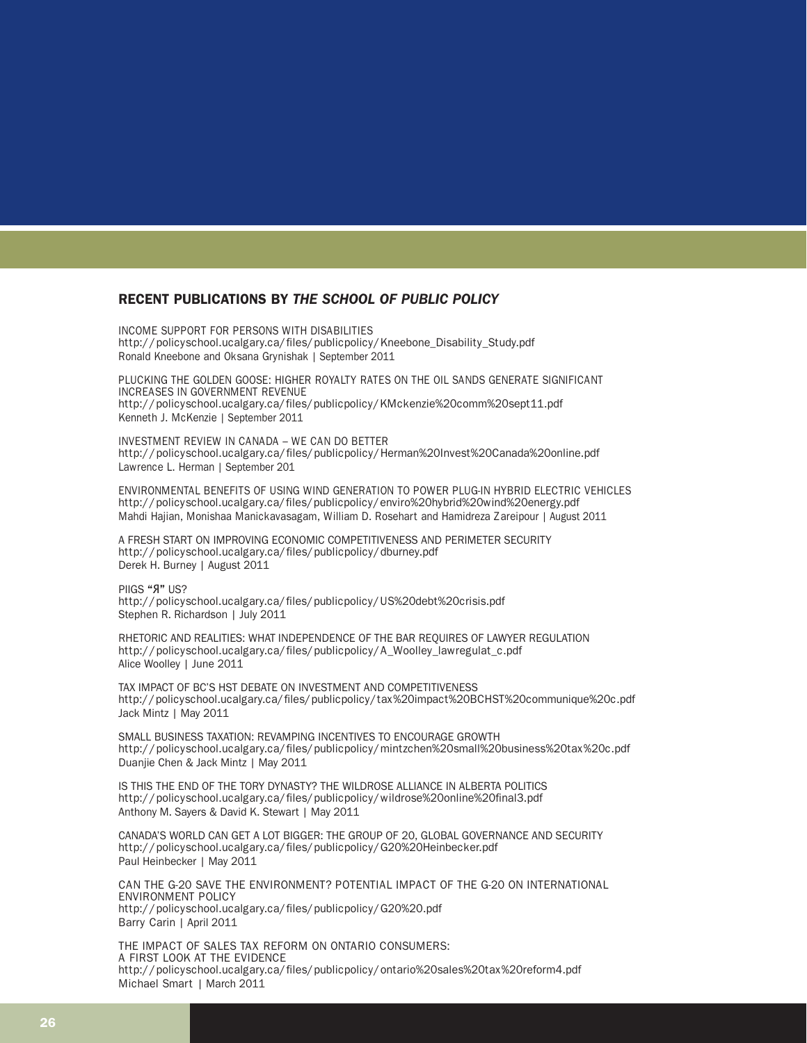## RECENT PUBLICATIONS BY *THE SCHOOL OF PUBLIC POLICY*

INCOME SUPPORT FOR PERSONS WITH DISABILITIES
http://policyschool.ucalgary.ca/files/publicpolicy/Kneebone_Disability_Study.pdf
Ronald Kneebone and Oksana Grynishak | September 2011

PLUCKING THE GOLDEN GOOSE: HIGHER ROYALTY RATES ON THE OIL SANDS GENERATE SIGNIFICANT INCREASES IN GOVERNMENT REVENUE
http://policyschool.ucalgary.ca/files/publicpolicy/KMckenzie%20comm%20sept11.pdf
Kenneth J. McKenzie | September 2011

INVESTMENT REVIEW IN CANADA – WE CAN DO BETTER
http://policyschool.ucalgary.ca/files/publicpolicy/Herman%20Invest%20Canada%20online.pdf
Lawrence L. Herman | September 201

ENVIRONMENTAL BENEFITS OF USING WIND GENERATION TO POWER PLUG-IN HYBRID ELECTRIC VEHICLES
http://policyschool.ucalgary.ca/files/publicpolicy/enviro%20hybrid%20wind%20energy.pdf
Mahdi Hajian, Monishaa Manickavasagam, William D. Rosehart and Hamidreza Zareipour | August 2011

A FRESH START ON IMPROVING ECONOMIC COMPETITIVENESS AND PERIMETER SECURITY
http://policyschool.ucalgary.ca/files/publicpolicy/dburney.pdf
Derek H. Burney | August 2011

PIIGS "Я" US?
http://policyschool.ucalgary.ca/files/publicpolicy/US%20debt%20crisis.pdf
Stephen R. Richardson | July 2011

RHETORIC AND REALITIES: WHAT INDEPENDENCE OF THE BAR REQUIRES OF LAWYER REGULATION
http://policyschool.ucalgary.ca/files/publicpolicy/A_Woolley_lawregulat_c.pdf
Alice Woolley | June 2011

TAX IMPACT OF BC'S HST DEBATE ON INVESTMENT AND COMPETITIVENESS
http://policyschool.ucalgary.ca/files/publicpolicy/tax%20impact%20BCHST%20communique%20c.pdf
Jack Mintz | May 2011

SMALL BUSINESS TAXATION: REVAMPING INCENTIVES TO ENCOURAGE GROWTH
http://policyschool.ucalgary.ca/files/publicpolicy/mintzchen%20small%20business%20tax%20c.pdf
Duanjie Chen & Jack Mintz | May 2011

IS THIS THE END OF THE TORY DYNASTY? THE WILDROSE ALLIANCE IN ALBERTA POLITICS
http://policyschool.ucalgary.ca/files/publicpolicy/wildrose%20online%20final3.pdf
Anthony M. Sayers & David K. Stewart | May 2011

CANADA'S WORLD CAN GET A LOT BIGGER: THE GROUP OF 20, GLOBAL GOVERNANCE AND SECURITY
http://policyschool.ucalgary.ca/files/publicpolicy/G20%20Heinbecker.pdf
Paul Heinbecker | May 2011

CAN THE G-20 SAVE THE ENVIRONMENT? POTENTIAL IMPACT OF THE G-20 ON INTERNATIONAL ENVIRONMENT POLICY
http://policyschool.ucalgary.ca/files/publicpolicy/G20%20.pdf
Barry Carin | April 2011

THE IMPACT OF SALES TAX REFORM ON ONTARIO CONSUMERS:
A FIRST LOOK AT THE EVIDENCE
http://policyschool.ucalgary.ca/files/publicpolicy/ontario%20sales%20tax%20reform4.pdf
Michael Smart | March 2011